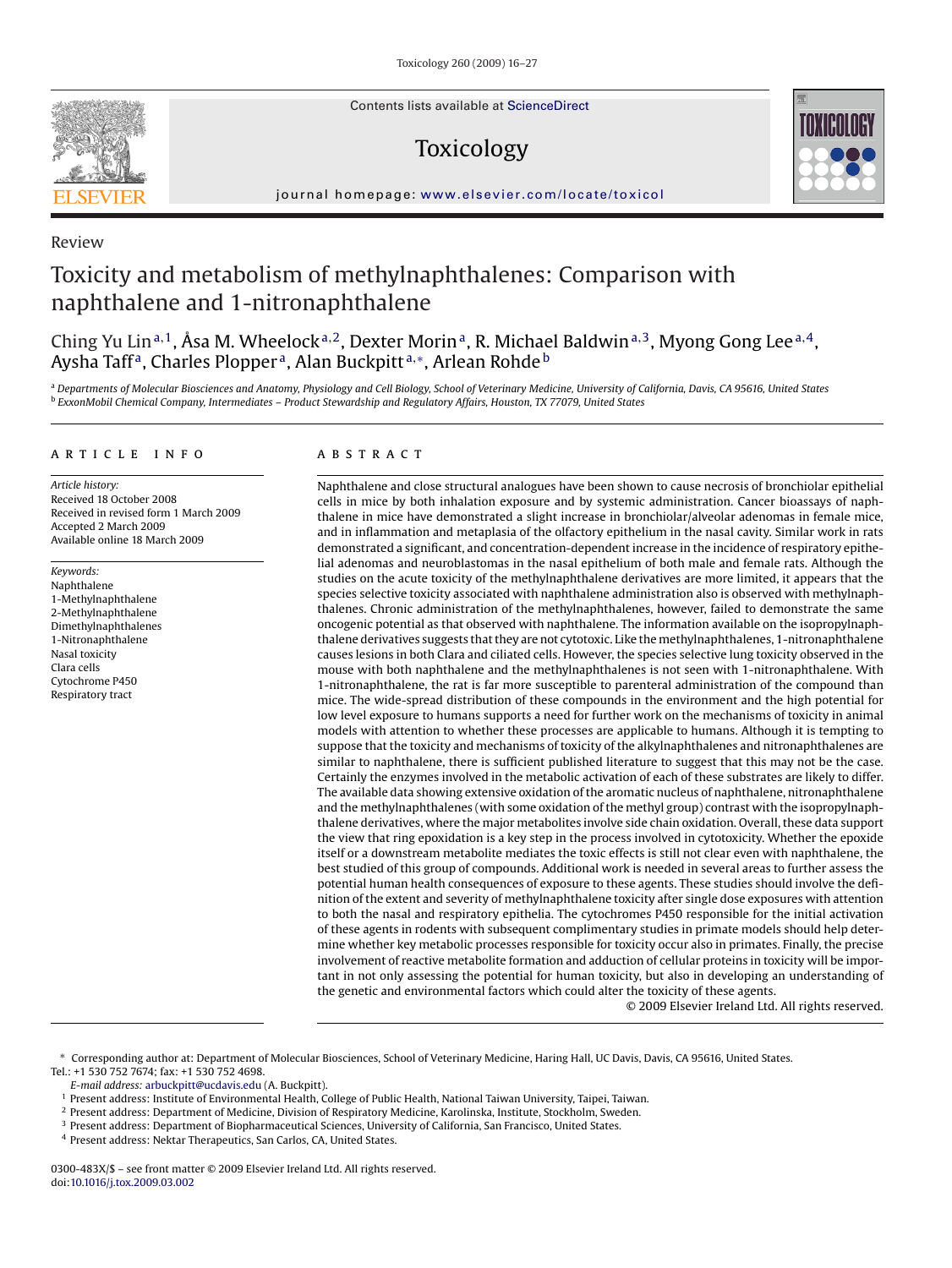Review

# Toxicity and metabolism of methylnaphthalenes: Comparison with naphthalene and 1-nitronaphthalene

Ching Yu Lin[a,1], Åsa M. Wheelock[a,2], Dexter Morin[a], R. Michael Baldwin[a,3], Myong Gong Lee[a,4], Aysha Taff[a], Charles Plopper[a], Alan Buckpitt[a,*], Arlean Rohde[b]

[a] Departments of Molecular Biosciences and Anatomy, Physiology and Cell Biology, School of Veterinary Medicine, University of California, Davis, CA 95616, United States
[b] ExxonMobil Chemical Company, Intermediates – Product Stewardship and Regulatory Affairs, Houston, TX 77079, United States

## ARTICLE INFO

*Article history:*
Received 18 October 2008
Received in revised form 1 March 2009
Accepted 2 March 2009
Available online 18 March 2009

*Keywords:*
Naphthalene
1-Methylnaphthalene
2-Methylnaphthalene
Dimethylnaphthalenes
1-Nitronaphthalene
Nasal toxicity
Clara cells
Cytochrome P450
Respiratory tract

## ABSTRACT

Naphthalene and close structural analogues have been shown to cause necrosis of bronchiolar epithelial cells in mice by both inhalation exposure and by systemic administration. Cancer bioassays of naphthalene in mice have demonstrated a slight increase in bronchiolar/alveolar adenomas in female mice, and in inflammation and metaplasia of the olfactory epithelium in the nasal cavity. Similar work in rats demonstrated a significant, and concentration-dependent increase in the incidence of respiratory epithelial adenomas and neuroblastomas in the nasal epithelium of both male and female rats. Although the studies on the acute toxicity of the methylnaphthalene derivatives are more limited, it appears that the species selective toxicity associated with naphthalene administration also is observed with methylnaphthalenes. Chronic administration of the methylnaphthalenes, however, failed to demonstrate the same oncogenic potential as that observed with naphthalene. The information available on the isopropylnaphthalene derivatives suggests that they are not cytotoxic. Like the methylnaphthalenes, 1-nitronaphthalene causes lesions in both Clara and ciliated cells. However, the species selective lung toxicity observed in the mouse with both naphthalene and the methylnaphthalenes is not seen with 1-nitronaphthalene. With 1-nitronaphthalene, the rat is far more susceptible to parenteral administration of the compound than mice. The wide-spread distribution of these compounds in the environment and the high potential for low level exposure to humans supports a need for further work on the mechanisms of toxicity in animal models with attention to whether these processes are applicable to humans. Although it is tempting to suppose that the toxicity and mechanisms of toxicity of the alkylnaphthalenes and nitronaphthalenes are similar to naphthalene, there is sufficient published literature to suggest that this may not be the case. Certainly the enzymes involved in the metabolic activation of each of these substrates are likely to differ. The available data showing extensive oxidation of the aromatic nucleus of naphthalene, nitronaphthalene and the methylnaphthalenes (with some oxidation of the methyl group) contrast with the isopropylnaphthalene derivatives, where the major metabolites involve side chain oxidation. Overall, these data support the view that ring epoxidation is a key step in the process involved in cytotoxicity. Whether the epoxide itself or a downstream metabolite mediates the toxic effects is still not clear even with naphthalene, the best studied of this group of compounds. Additional work is needed in several areas to further assess the potential human health consequences of exposure to these agents. These studies should involve the definition of the extent and severity of methylnaphthalene toxicity after single dose exposures with attention to both the nasal and respiratory epithelia. The cytochromes P450 responsible for the initial activation of these agents in rodents with subsequent complimentary studies in primate models should help determine whether key metabolic processes responsible for toxicity occur also in primates. Finally, the precise involvement of reactive metabolite formation and adduction of cellular proteins in toxicity will be important in not only assessing the potential for human toxicity, but also in developing an understanding of the genetic and environmental factors which could alter the toxicity of these agents.

© 2009 Elsevier Ireland Ltd. All rights reserved.

---

* Corresponding author at: Department of Molecular Biosciences, School of Veterinary Medicine, Haring Hall, UC Davis, Davis, CA 95616, United States. Tel.: +1 530 752 7674; fax: +1 530 752 4698.
*E-mail address:* arbuckpitt@ucdavis.edu (A. Buckpitt).
[1] Present address: Institute of Environmental Health, College of Public Health, National Taiwan University, Taipei, Taiwan.
[2] Present address: Department of Medicine, Division of Respiratory Medicine, Karolinska, Institute, Stockholm, Sweden.
[3] Present address: Department of Biopharmaceutical Sciences, University of California, San Francisco, United States.
[4] Present address: Nektar Therapeutics, San Carlos, CA, United States.

0300-483X/$ – see front matter © 2009 Elsevier Ireland Ltd. All rights reserved.
doi:10.1016/j.tox.2009.03.002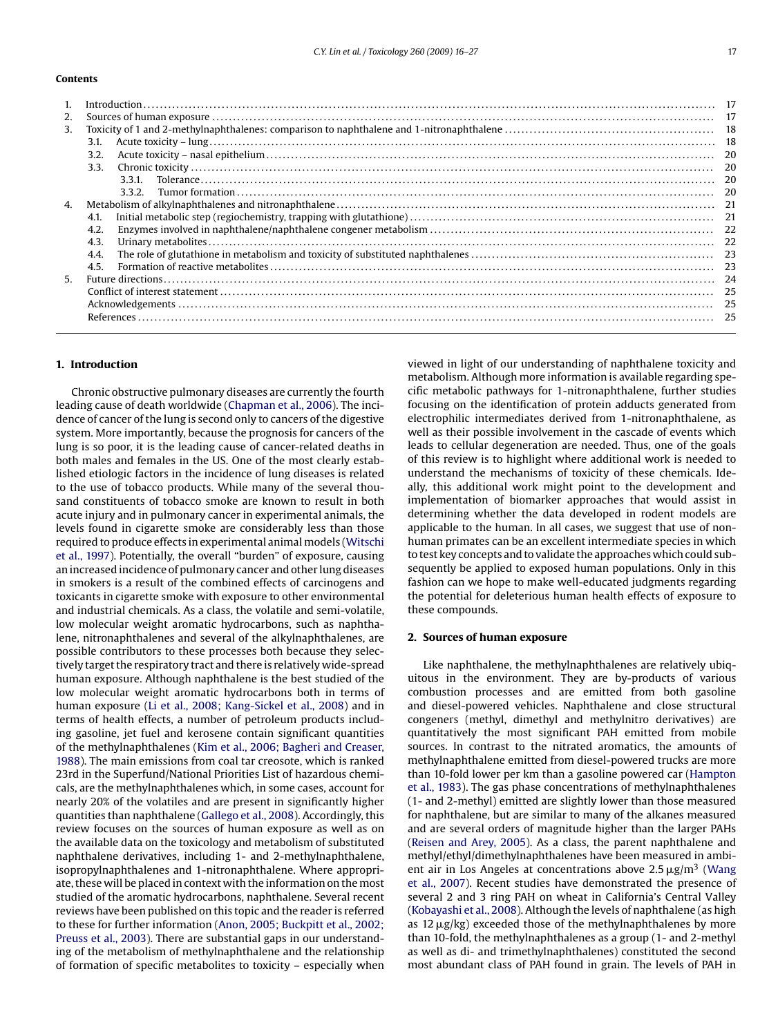**Contents**

1. Introduction ........ 17
2. Sources of human exposure ........ 17
3. Toxicity of 1 and 2-methylnaphthalenes: comparison to naphthalene and 1-nitronaphthalene ........ 18
   - 3.1. Acute toxicity – lung ........ 18
   - 3.2. Acute toxicity – nasal epithelium ........ 20
   - 3.3. Chronic toxicity ........ 20
     - 3.3.1. Tolerance ........ 20
     - 3.3.2. Tumor formation ........ 20
4. Metabolism of alkylnaphthalenes and nitronaphthalene ........ 21
   - 4.1. Initial metabolic step (regiochemistry, trapping with glutathione) ........ 21
   - 4.2. Enzymes involved in naphthalene/naphthalene congener metabolism ........ 22
   - 4.3. Urinary metabolites ........ 22
   - 4.4. The role of glutathione in metabolism and toxicity of substituted naphthalenes ........ 23
   - 4.5. Formation of reactive metabolites ........ 23
5. Future directions ........ 24

Conflict of interest statement ........ 25
Acknowledgements ........ 25
References ........ 25

## 1. Introduction

Chronic obstructive pulmonary diseases are currently the fourth leading cause of death worldwide (Chapman et al., 2006). The incidence of cancer of the lung is second only to cancers of the digestive system. More importantly, because the prognosis for cancers of the lung is so poor, it is the leading cause of cancer-related deaths in both males and females in the US. One of the most clearly established etiologic factors in the incidence of lung diseases is related to the use of tobacco products. While many of the several thousand constituents of tobacco smoke are known to result in both acute injury and in pulmonary cancer in experimental animals, the levels found in cigarette smoke are considerably less than those required to produce effects in experimental animal models (Witschi et al., 1997). Potentially, the overall "burden" of exposure, causing an increased incidence of pulmonary cancer and other lung diseases in smokers is a result of the combined effects of carcinogens and toxicants in cigarette smoke with exposure to other environmental and industrial chemicals. As a class, the volatile and semi-volatile, low molecular weight aromatic hydrocarbons, such as naphthalene, nitronaphthalenes and several of the alkylnaphthalenes, are possible contributors to these processes both because they selectively target the respiratory tract and there is relatively wide-spread human exposure. Although naphthalene is the best studied of the low molecular weight aromatic hydrocarbons both in terms of human exposure (Li et al., 2008; Kang-Sickel et al., 2008) and in terms of health effects, a number of petroleum products including gasoline, jet fuel and kerosene contain significant quantities of the methylnaphthalenes (Kim et al., 2006; Bagheri and Creaser, 1988). The main emissions from coal tar creosote, which is ranked 23rd in the Superfund/National Priorities List of hazardous chemicals, are the methylnaphthalenes which, in some cases, account for nearly 20% of the volatiles and are present in significantly higher quantities than naphthalene (Gallego et al., 2008). Accordingly, this review focuses on the sources of human exposure as well as on the available data on the toxicology and metabolism of substituted naphthalene derivatives, including 1- and 2-methylnaphthalene, isopropylnaphthalenes and 1-nitronaphthalene. Where appropriate, these will be placed in context with the information on the most studied of the aromatic hydrocarbons, naphthalene. Several recent reviews have been published on this topic and the reader is referred to these for further information (Anon, 2005; Buckpitt et al., 2002; Preuss et al., 2003). There are substantial gaps in our understanding of the metabolism of methylnaphthalene and the relationship of formation of specific metabolites to toxicity – especially when viewed in light of our understanding of naphthalene toxicity and metabolism. Although more information is available regarding specific metabolic pathways for 1-nitronaphthalene, further studies focusing on the identification of protein adducts generated from electrophilic intermediates derived from 1-nitronaphthalene, as well as their possible involvement in the cascade of events which leads to cellular degeneration are needed. Thus, one of the goals of this review is to highlight where additional work is needed to understand the mechanisms of toxicity of these chemicals. Ideally, this additional work might point to the development and implementation of biomarker approaches that would assist in determining whether the data developed in rodent models are applicable to the human. In all cases, we suggest that use of nonhuman primates can be an excellent intermediate species in which to test key concepts and to validate the approaches which could subsequently be applied to exposed human populations. Only in this fashion can we hope to make well-educated judgments regarding the potential for deleterious human health effects of exposure to these compounds.

## 2. Sources of human exposure

Like naphthalene, the methylnaphthalenes are relatively ubiquitous in the environment. They are by-products of various combustion processes and are emitted from both gasoline and diesel-powered vehicles. Naphthalene and close structural congeners (methyl, dimethyl and methylnitro derivatives) are quantitatively the most significant PAH emitted from mobile sources. In contrast to the nitrated aromatics, the amounts of methylnaphthalene emitted from diesel-powered trucks are more than 10-fold lower per km than a gasoline powered car (Hampton et al., 1983). The gas phase concentrations of methylnaphthalenes (1- and 2-methyl) emitted are slightly lower than those measured for naphthalene, but are similar to many of the alkanes measured and are several orders of magnitude higher than the larger PAHs (Reisen and Arey, 2005). As a class, the parent naphthalene and methyl/ethyl/dimethylnaphthalenes have been measured in ambient air in Los Angeles at concentrations above 2.5 $\mu g/m^3$ (Wang et al., 2007). Recent studies have demonstrated the presence of several 2 and 3 ring PAH on wheat in California's Central Valley (Kobayashi et al., 2008). Although the levels of naphthalene (as high as 12 $\mu g/kg$) exceeded those of the methylnaphthalenes by more than 10-fold, the methylnaphthalenes as a group (1- and 2-methyl as well as di- and trimethylnaphthalenes) constituted the second most abundant class of PAH found in grain. The levels of PAH in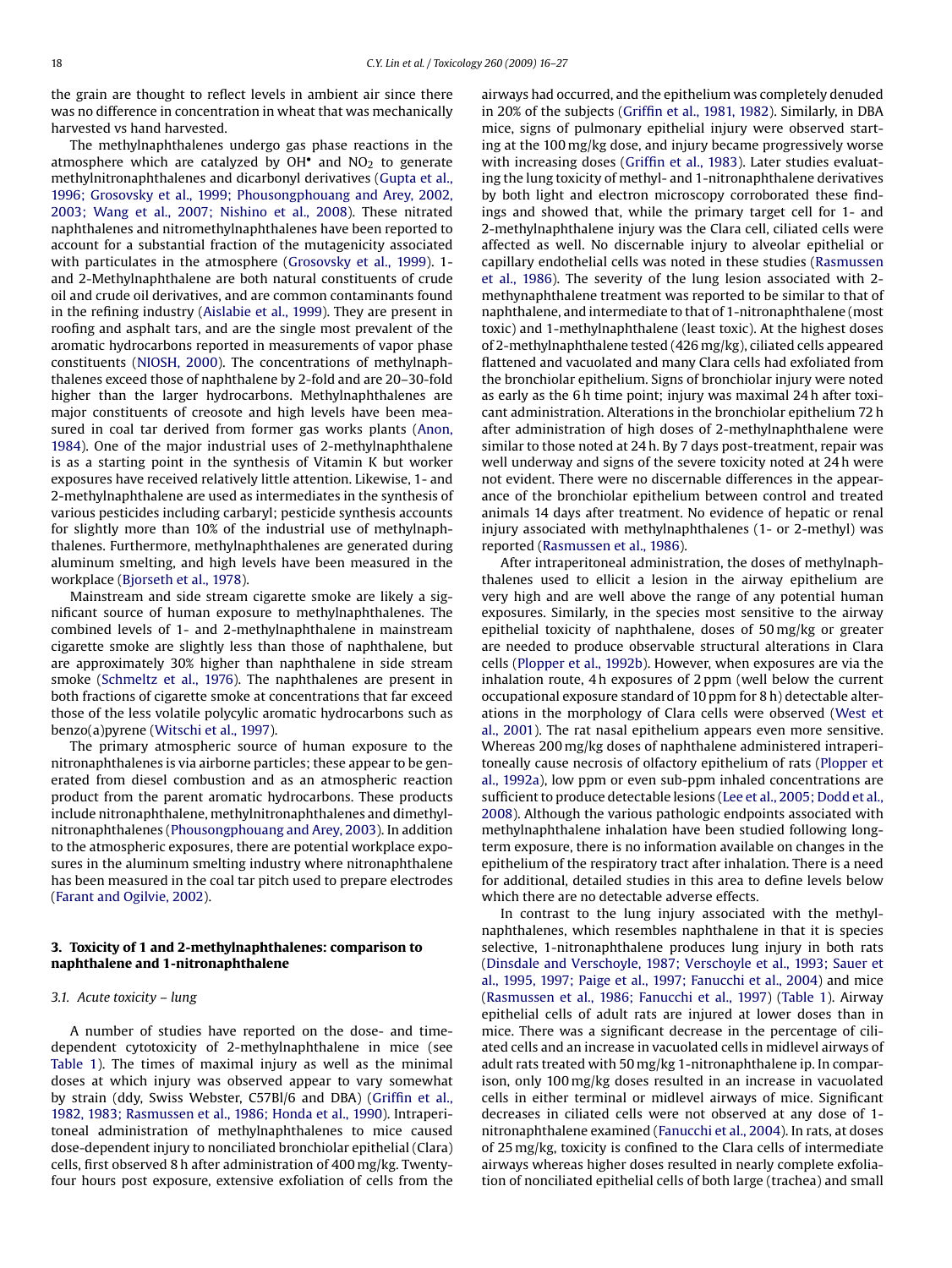the grain are thought to reflect levels in ambient air since there was no difference in concentration in wheat that was mechanically harvested vs hand harvested.

The methylnaphthalenes undergo gas phase reactions in the atmosphere which are catalyzed by OH• and $NO_2$ to generate methylnitronaphthalenes and dicarbonyl derivatives (Gupta et al., 1996; Grosovsky et al., 1999; Phousongphouang and Arey, 2002, 2003; Wang et al., 2007; Nishino et al., 2008). These nitrated naphthalenes and nitromethylnaphthalenes have been reported to account for a substantial fraction of the mutagenicity associated with particulates in the atmosphere (Grosovsky et al., 1999). 1- and 2-Methylnaphthalene are both natural constituents of crude oil and crude oil derivatives, and are common contaminants found in the refining industry (Aislabie et al., 1999). They are present in roofing and asphalt tars, and are the single most prevalent of the aromatic hydrocarbons reported in measurements of vapor phase constituents (NIOSH, 2000). The concentrations of methylnaphthalenes exceed those of naphthalene by 2-fold and are 20–30-fold higher than the larger hydrocarbons. Methylnaphthalenes are major constituents of creosote and high levels have been measured in coal tar derived from former gas works plants (Anon, 1984). One of the major industrial uses of 2-methylnaphthalene is as a starting point in the synthesis of Vitamin K but worker exposures have received relatively little attention. Likewise, 1- and 2-methylnaphthalene are used as intermediates in the synthesis of various pesticides including carbaryl; pesticide synthesis accounts for slightly more than 10% of the industrial use of methylnaphthalenes. Furthermore, methylnaphthalenes are generated during aluminum smelting, and high levels have been measured in the workplace (Bjorseth et al., 1978).

Mainstream and side stream cigarette smoke are likely a significant source of human exposure to methylnaphthalenes. The combined levels of 1- and 2-methylnaphthalene in mainstream cigarette smoke are slightly less than those of naphthalene, but are approximately 30% higher than naphthalene in side stream smoke (Schmeltz et al., 1976). The naphthalenes are present in both fractions of cigarette smoke at concentrations that far exceed those of the less volatile polycylic aromatic hydrocarbons such as benzo(a)pyrene (Witschi et al., 1997).

The primary atmospheric source of human exposure to the nitronaphthalenes is via airborne particles; these appear to be generated from diesel combustion and as an atmospheric reaction product from the parent aromatic hydrocarbons. These products include nitronaphthalene, methylnitronaphthalenes and dimethylnitronaphthalenes (Phousongphouang and Arey, 2003). In addition to the atmospheric exposures, there are potential workplace exposures in the aluminum smelting industry where nitronaphthalene has been measured in the coal tar pitch used to prepare electrodes (Farant and Ogilvie, 2002).

## 3. Toxicity of 1 and 2-methylnaphthalenes: comparison to naphthalene and 1-nitronaphthalene

### 3.1. Acute toxicity – lung

A number of studies have reported on the dose- and time-dependent cytotoxicity of 2-methylnaphthalene in mice (see Table 1). The times of maximal injury as well as the minimal doses at which injury was observed appear to vary somewhat by strain (ddy, Swiss Webster, C57Bl/6 and DBA) (Griffin et al., 1982, 1983; Rasmussen et al., 1986; Honda et al., 1990). Intraperitoneal administration of methylnaphthalenes to mice caused dose-dependent injury to nonciliated bronchiolar epithelial (Clara) cells, first observed 8 h after administration of 400 mg/kg. Twenty-four hours post exposure, extensive exfoliation of cells from the airways had occurred, and the epithelium was completely denuded in 20% of the subjects (Griffin et al., 1981, 1982). Similarly, in DBA mice, signs of pulmonary epithelial injury were observed starting at the 100 mg/kg dose, and injury became progressively worse with increasing doses (Griffin et al., 1983). Later studies evaluating the lung toxicity of methyl- and 1-nitronaphthalene derivatives by both light and electron microscopy corroborated these findings and showed that, while the primary target cell for 1- and 2-methylnaphthalene injury was the Clara cell, ciliated cells were affected as well. No discernable injury to alveolar epithelial or capillary endothelial cells was noted in these studies (Rasmussen et al., 1986). The severity of the lung lesion associated with 2-methynaphthalene treatment was reported to be similar to that of naphthalene, and intermediate to that of 1-nitronaphthalene (most toxic) and 1-methylnaphthalene (least toxic). At the highest doses of 2-methylnaphthalene tested (426 mg/kg), ciliated cells appeared flattened and vacuolated and many Clara cells had exfoliated from the bronchiolar epithelium. Signs of bronchiolar injury were noted as early as the 6 h time point; injury was maximal 24 h after toxicant administration. Alterations in the bronchiolar epithelium 72 h after administration of high doses of 2-methylnaphthalene were similar to those noted at 24 h. By 7 days post-treatment, repair was well underway and signs of the severe toxicity noted at 24 h were not evident. There were no discernable differences in the appearance of the bronchiolar epithelium between control and treated animals 14 days after treatment. No evidence of hepatic or renal injury associated with methylnaphthalenes (1- or 2-methyl) was reported (Rasmussen et al., 1986).

After intraperitoneal administration, the doses of methylnaphthalenes used to ellicit a lesion in the airway epithelium are very high and are well above the range of any potential human exposures. Similarly, in the species most sensitive to the airway epithelial toxicity of naphthalene, doses of 50 mg/kg or greater are needed to produce observable structural alterations in Clara cells (Plopper et al., 1992b). However, when exposures are via the inhalation route, 4 h exposures of 2 ppm (well below the current occupational exposure standard of 10 ppm for 8 h) detectable alterations in the morphology of Clara cells were observed (West et al., 2001). The rat nasal epithelium appears even more sensitive. Whereas 200 mg/kg doses of naphthalene administered intraperitoneally cause necrosis of olfactory epithelium of rats (Plopper et al., 1992a), low ppm or even sub-ppm inhaled concentrations are sufficient to produce detectable lesions (Lee et al., 2005; Dodd et al., 2008). Although the various pathologic endpoints associated with methylnaphthalene inhalation have been studied following long-term exposure, there is no information available on changes in the epithelium of the respiratory tract after inhalation. There is a need for additional, detailed studies in this area to define levels below which there are no detectable adverse effects.

In contrast to the lung injury associated with the methylnaphthalenes, which resembles naphthalene in that it is species selective, 1-nitronaphthalene produces lung injury in both rats (Dinsdale and Verschoyle, 1987; Verschoyle et al., 1993; Sauer et al., 1995, 1997; Paige et al., 1997; Fanucchi et al., 2004) and mice (Rasmussen et al., 1986; Fanucchi et al., 1997) (Table 1). Airway epithelial cells of adult rats are injured at lower doses than in mice. There was a significant decrease in the percentage of ciliated cells and an increase in vacuolated cells in midlevel airways of adult rats treated with 50 mg/kg 1-nitronaphthalene ip. In comparison, only 100 mg/kg doses resulted in an increase in vacuolated cells in either terminal or midlevel airways of mice. Significant decreases in ciliated cells were not observed at any dose of 1-nitronaphthalene examined (Fanucchi et al., 2004). In rats, at doses of 25 mg/kg, toxicity is confined to the Clara cells of intermediate airways whereas higher doses resulted in nearly complete exfoliation of nonciliated epithelial cells of both large (trachea) and small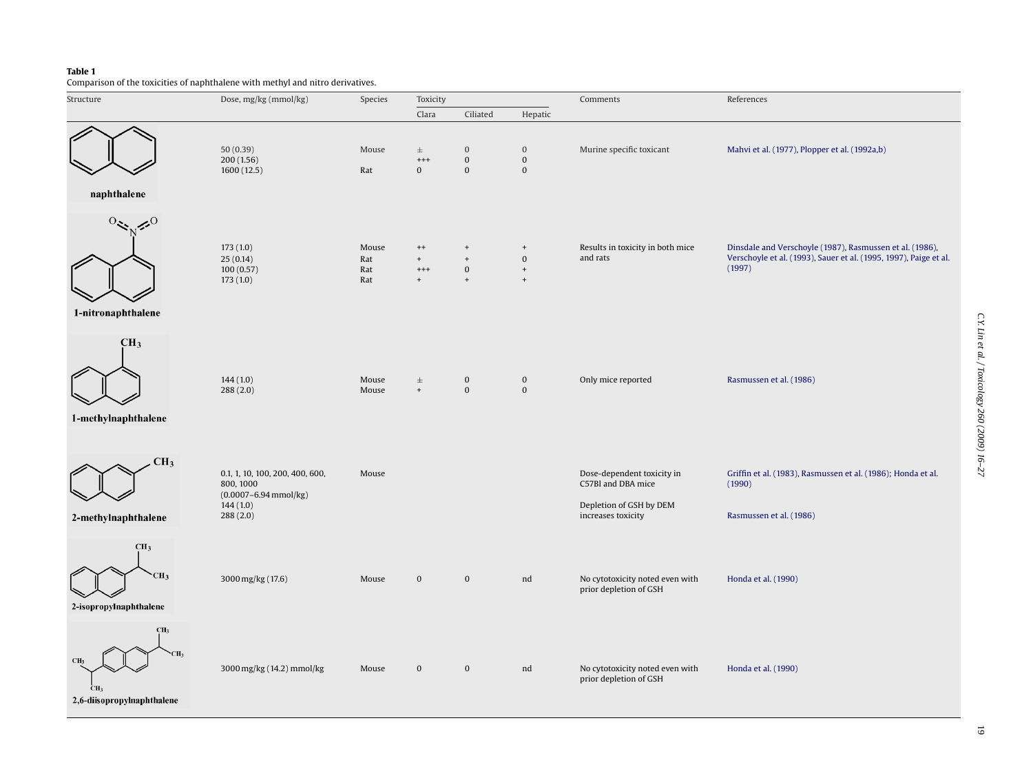**Table 1**
Comparison of the toxicities of naphthalene with methyl and nitro derivatives.

| Structure | Dose, mg/kg (mmol/kg) | Species | Toxicity | | | Comments | References |
|---|---|---|---|---|---|---|---|
| | | | Clara | Ciliated | Hepatic | | |
| naphthalene | 50 (0.39)<br>200 (1.56)<br>1600 (12.5) | Mouse<br><br>Rat | ±<br>+++<br>0 | 0<br>0<br>0 | 0<br>0<br>0 | Murine specific toxicant | Mahvi et al. (1977), Plopper et al. (1992a,b) |
| 1-nitronaphthalene | 173 (1.0)<br>25 (0.14)<br>100 (0.57)<br>173 (1.0) | Mouse<br>Rat<br>Rat<br>Rat | ++<br>+<br>+++<br>+ | +<br>+<br>0<br>+ | +<br>0<br>+<br>+ | Results in toxicity in both mice and rats | Dinsdale and Verschoyle (1987), Rasmussen et al. (1986), Verschoyle et al. (1993), Sauer et al. (1995, 1997), Paige et al. (1997) |
| 1-methylnaphthalene | 144 (1.0)<br>288 (2.0) | Mouse<br>Mouse | ±<br>+ | 0<br>0 | 0<br>0 | Only mice reported | Rasmussen et al. (1986) |
| 2-methylnaphthalene | 0.1, 1, 10, 100, 200, 400, 600, 800, 1000 (0.0007–6.94 mmol/kg)<br>144 (1.0)<br>288 (2.0) | Mouse | | | | Dose-dependent toxicity in C57Bl and DBA mice<br><br>Depletion of GSH by DEM increases toxicity | Griffin et al. (1983), Rasmussen et al. (1986); Honda et al. (1990)<br><br>Rasmussen et al. (1986) |
| 2-isopropylnaphthalene | 3000 mg/kg (17.6) | Mouse | 0 | 0 | nd | No cytotoxicity noted even with prior depletion of GSH | Honda et al. (1990) |
| 2,6-diisopropylnaphthalene | 3000 mg/kg (14.2) mmol/kg | Mouse | 0 | 0 | nd | No cytotoxicity noted even with prior depletion of GSH | Honda et al. (1990) |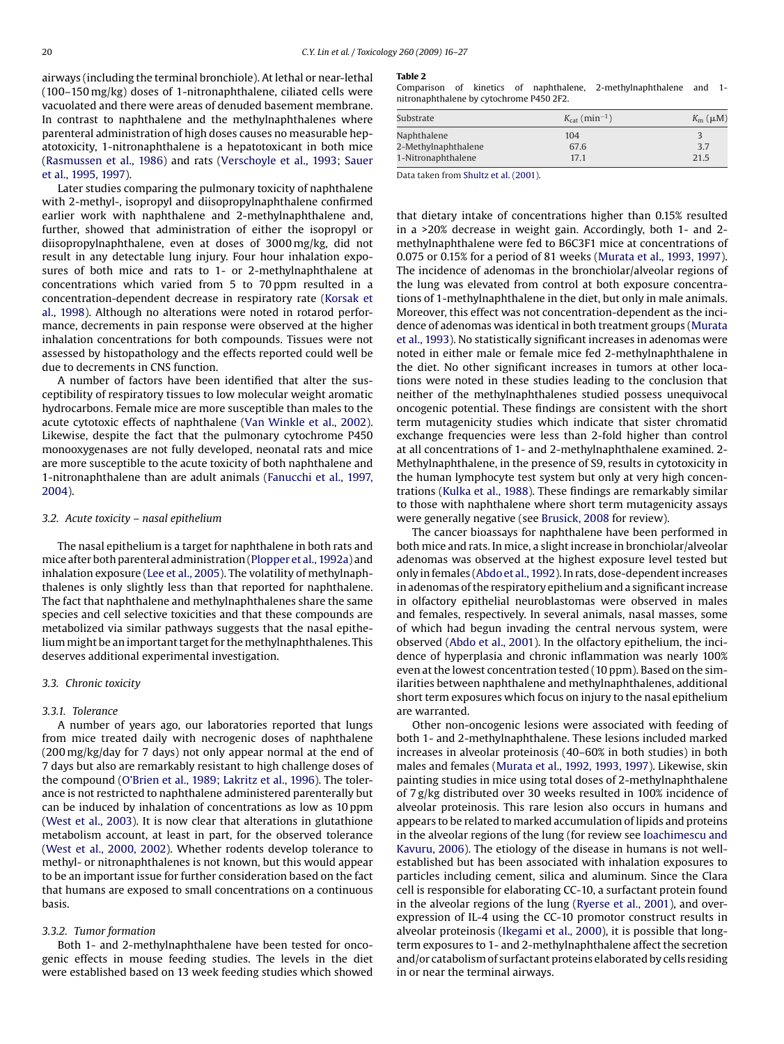airways (including the terminal bronchiole). At lethal or near-lethal (100–150 mg/kg) doses of 1-nitronaphthalene, ciliated cells were vacuolated and there were areas of denuded basement membrane. In contrast to naphthalene and the methylnaphthalenes where parenteral administration of high doses causes no measurable hepatotoxicity, 1-nitronaphthalene is a hepatotoxicant in both mice (Rasmussen et al., 1986) and rats (Verschoyle et al., 1993; Sauer et al., 1995, 1997).

Later studies comparing the pulmonary toxicity of naphthalene with 2-methyl-, isopropyl and diisopropylnaphthalene confirmed earlier work with naphthalene and 2-methylnaphthalene and, further, showed that administration of either the isopropyl or diisopropylnaphthalene, even at doses of 3000 mg/kg, did not result in any detectable lung injury. Four hour inhalation exposures of both mice and rats to 1- or 2-methylnaphthalene at concentrations which varied from 5 to 70 ppm resulted in a concentration-dependent decrease in respiratory rate (Korsak et al., 1998). Although no alterations were noted in rotarod performance, decrements in pain response were observed at the higher inhalation concentrations for both compounds. Tissues were not assessed by histopathology and the effects reported could well be due to decrements in CNS function.

A number of factors have been identified that alter the susceptibility of respiratory tissues to low molecular weight aromatic hydrocarbons. Female mice are more susceptible than males to the acute cytotoxic effects of naphthalene (Van Winkle et al., 2002). Likewise, despite the fact that the pulmonary cytochrome P450 monooxygenases are not fully developed, neonatal rats and mice are more susceptible to the acute toxicity of both naphthalene and 1-nitronaphthalene than are adult animals (Fanucchi et al., 1997, 2004).

### 3.2. Acute toxicity – nasal epithelium

The nasal epithelium is a target for naphthalene in both rats and mice after both parenteral administration (Plopper et al., 1992a) and inhalation exposure (Lee et al., 2005). The volatility of methylnaphthalenes is only slightly less than that reported for naphthalene. The fact that naphthalene and methylnaphthalenes share the same species and cell selective toxicities and that these compounds are metabolized via similar pathways suggests that the nasal epithelium might be an important target for the methylnaphthalenes. This deserves additional experimental investigation.

### 3.3. Chronic toxicity

#### 3.3.1. Tolerance

A number of years ago, our laboratories reported that lungs from mice treated daily with necrogenic doses of naphthalene (200 mg/kg/day for 7 days) not only appear normal at the end of 7 days but also are remarkably resistant to high challenge doses of the compound (O'Brien et al., 1989; Lakritz et al., 1996). The tolerance is not restricted to naphthalene administered parenterally but can be induced by inhalation of concentrations as low as 10 ppm (West et al., 2003). It is now clear that alterations in glutathione metabolism account, at least in part, for the observed tolerance (West et al., 2000, 2002). Whether rodents develop tolerance to methyl- or nitronaphthalenes is not known, but this would appear to be an important issue for further consideration based on the fact that humans are exposed to small concentrations on a continuous basis.

#### 3.3.2. Tumor formation

Both 1- and 2-methylnaphthalene have been tested for oncogenic effects in mouse feeding studies. The levels in the diet were established based on 13 week feeding studies which showed that dietary intake of concentrations higher than 0.15% resulted in a >20% decrease in weight gain. Accordingly, both 1- and 2-methylnaphthalene were fed to B6C3F1 mice at concentrations of 0.075 or 0.15% for a period of 81 weeks (Murata et al., 1993, 1997). The incidence of adenomas in the bronchiolar/alveolar regions of the lung was elevated from control at both exposure concentrations of 1-methylnaphthalene in the diet, but only in male animals. Moreover, this effect was not concentration-dependent as the incidence of adenomas was identical in both treatment groups (Murata et al., 1993). No statistically significant increases in adenomas were noted in either male or female mice fed 2-methylnaphthalene in the diet. No other significant increases in tumors at other locations were noted in these studies leading to the conclusion that neither of the methylnaphthalenes studied possess unequivocal oncogenic potential. These findings are consistent with the short term mutagenicity studies which indicate that sister chromatid exchange frequencies were less than 2-fold higher than control at all concentrations of 1- and 2-methylnaphthalene examined. 2-Methylnaphthalene, in the presence of S9, results in cytotoxicity in the human lymphocyte test system but only at very high concentrations (Kulka et al., 1988). These findings are remarkably similar to those with naphthalene where short term mutagenicity assays were generally negative (see Brusick, 2008 for review).

The cancer bioassays for naphthalene have been performed in both mice and rats. In mice, a slight increase in bronchiolar/alveolar adenomas was observed at the highest exposure level tested but only in females (Abdo et al., 1992). In rats, dose-dependent increases in adenomas of the respiratory epithelium and a significant increase in olfactory epithelial neuroblastomas were observed in males and females, respectively. In several animals, nasal masses, some of which had begun invading the central nervous system, were observed (Abdo et al., 2001). In the olfactory epithelium, the incidence of hyperplasia and chronic inflammation was nearly 100% even at the lowest concentration tested (10 ppm). Based on the similarities between naphthalene and methylnaphthalenes, additional short term exposures which focus on injury to the nasal epithelium are warranted.

Other non-oncogenic lesions were associated with feeding of both 1- and 2-methylnaphthalene. These lesions included marked increases in alveolar proteinosis (40–60% in both studies) in both males and females (Murata et al., 1992, 1993, 1997). Likewise, skin painting studies in mice using total doses of 2-methylnaphthalene of 7 g/kg distributed over 30 weeks resulted in 100% incidence of alveolar proteinosis. This rare lesion also occurs in humans and appears to be related to marked accumulation of lipids and proteins in the alveolar regions of the lung (for review see Ioachimescu and Kavuru, 2006). The etiology of the disease in humans is not well-established but has been associated with inhalation exposures to particles including cement, silica and aluminum. Since the Clara cell is responsible for elaborating CC-10, a surfactant protein found in the alveolar regions of the lung (Ryerse et al., 2001), and overexpression of IL-4 using the CC-10 promotor construct results in alveolar proteinosis (Ikegami et al., 2000), it is possible that long-term exposures to 1- and 2-methylnaphthalene affect the secretion and/or catabolism of surfactant proteins elaborated by cells residing in or near the terminal airways.

**Table 2**
Comparison of kinetics of naphthalene, 2-methylnaphthalene and 1-nitronaphthalene by cytochrome P450 2F2.

| Substrate | $K_{cat}$ (min$^{-1}$) | $K_m$ (μM) |
|---|---|---|
| Naphthalene | 104 | 3 |
| 2-Methylnaphthalene | 67.6 | 3.7 |
| 1-Nitronaphthalene | 17.1 | 21.5 |

Data taken from Shultz et al. (2001).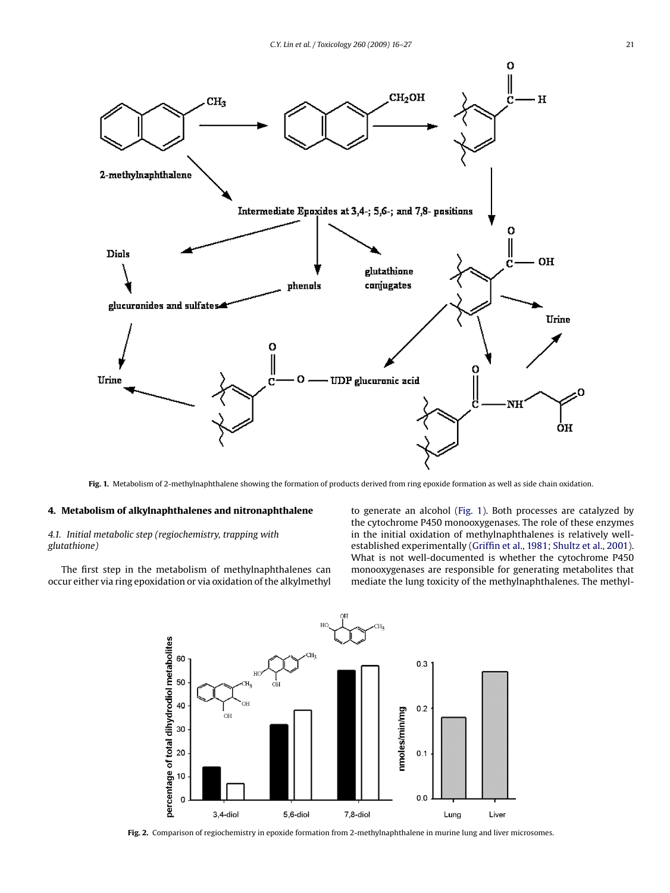Fig. 1. Metabolism of 2-methylnaphthalene showing the formation of products derived from ring epoxide formation as well as side chain oxidation.

## 4. Metabolism of alkylnaphthalenes and nitronaphthalene

### 4.1. Initial metabolic step (regiochemistry, trapping with glutathione)

The first step in the metabolism of methylnaphthalenes can occur either via ring epoxidation or via oxidation of the alkylmethyl to generate an alcohol (Fig. 1). Both processes are catalyzed by the cytochrome P450 monooxygenases. The role of these enzymes in the initial oxidation of methylnaphthalenes is relatively well-established experimentally (Griffin et al., 1981; Shultz et al., 2001). What is not well-documented is whether the cytochrome P450 monooxygenases are responsible for generating metabolites that mediate the lung toxicity of the methylnaphthalenes. The methyl-

Fig. 2. Comparison of regiochemistry in epoxide formation from 2-methylnaphthalene in murine lung and liver microsomes.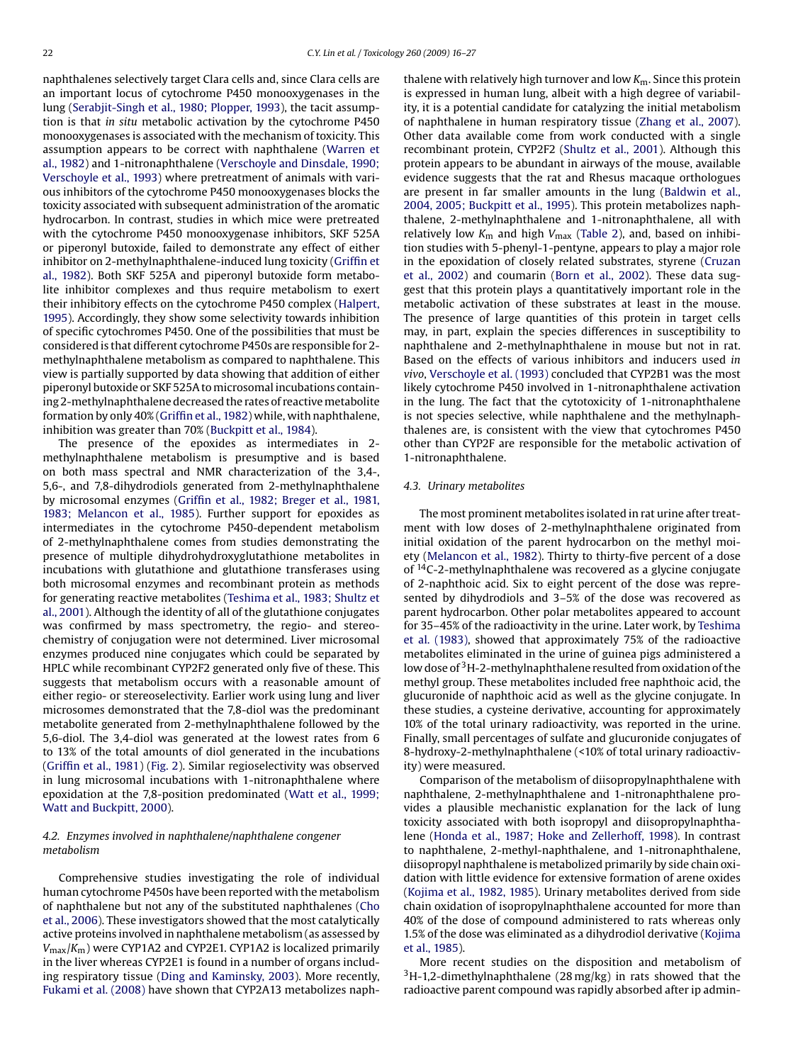naphthalenes selectively target Clara cells and, since Clara cells are an important locus of cytochrome P450 monooxygenases in the lung (Serabjit-Singh et al., 1980; Plopper, 1993), the tacit assumption is that *in situ* metabolic activation by the cytochrome P450 monooxygenases is associated with the mechanism of toxicity. This assumption appears to be correct with naphthalene (Warren et al., 1982) and 1-nitronaphthalene (Verschoyle and Dinsdale, 1990; Verschoyle et al., 1993) where pretreatment of animals with various inhibitors of the cytochrome P450 monooxygenases blocks the toxicity associated with subsequent administration of the aromatic hydrocarbon. In contrast, studies in which mice were pretreated with the cytochrome P450 monooxygenase inhibitors, SKF 525A or piperonyl butoxide, failed to demonstrate any effect of either inhibitor on 2-methylnaphthalene-induced lung toxicity (Griffin et al., 1982). Both SKF 525A and piperonyl butoxide form metabolite inhibitor complexes and thus require metabolism to exert their inhibitory effects on the cytochrome P450 complex (Halpert, 1995). Accordingly, they show some selectivity towards inhibition of specific cytochromes P450. One of the possibilities that must be considered is that different cytochrome P450s are responsible for 2-methylnaphthalene metabolism as compared to naphthalene. This view is partially supported by data showing that addition of either piperonyl butoxide or SKF 525A to microsomal incubations containing 2-methylnaphthalene decreased the rates of reactive metabolite formation by only 40% (Griffin et al., 1982) while, with naphthalene, inhibition was greater than 70% (Buckpitt et al., 1984).

The presence of the epoxides as intermediates in 2-methylnaphthalene metabolism is presumptive and is based on both mass spectral and NMR characterization of the 3,4-, 5,6-, and 7,8-dihydrodiols generated from 2-methylnaphthalene by microsomal enzymes (Griffin et al., 1982; Breger et al., 1981, 1983; Melancon et al., 1985). Further support for epoxides as intermediates in the cytochrome P450-dependent metabolism of 2-methylnaphthalene comes from studies demonstrating the presence of multiple dihydrohydroxyglutathione metabolites in incubations with glutathione and glutathione transferases using both microsomal enzymes and recombinant protein as methods for generating reactive metabolites (Teshima et al., 1983; Shultz et al., 2001). Although the identity of all of the glutathione conjugates was confirmed by mass spectrometry, the regio- and stereochemistry of conjugation were not determined. Liver microsomal enzymes produced nine conjugates which could be separated by HPLC while recombinant CYP2F2 generated only five of these. This suggests that metabolism occurs with a reasonable amount of either regio- or stereoselectivity. Earlier work using lung and liver microsomes demonstrated that the 7,8-diol was the predominant metabolite generated from 2-methylnaphthalene followed by the 5,6-diol. The 3,4-diol was generated at the lowest rates from 6 to 13% of the total amounts of diol generated in the incubations (Griffin et al., 1981) (Fig. 2). Similar regioselectivity was observed in lung microsomal incubations with 1-nitronaphthalene where epoxidation at the 7,8-position predominated (Watt et al., 1999; Watt and Buckpitt, 2000).

### 4.2. Enzymes involved in naphthalene/naphthalene congener metabolism

Comprehensive studies investigating the role of individual human cytochrome P450s have been reported with the metabolism of naphthalene but not any of the substituted naphthalenes (Cho et al., 2006). These investigators showed that the most catalytically active proteins involved in naphthalene metabolism (as assessed by $V_{max}/K_m$) were CYP1A2 and CYP2E1. CYP1A2 is localized primarily in the liver whereas CYP2E1 is found in a number of organs including respiratory tissue (Ding and Kaminsky, 2003). More recently, Fukami et al. (2008) have shown that CYP2A13 metabolizes naphthalene with relatively high turnover and low $K_m$. Since this protein is expressed in human lung, albeit with a high degree of variability, it is a potential candidate for catalyzing the initial metabolism of naphthalene in human respiratory tissue (Zhang et al., 2007). Other data available come from work conducted with a single recombinant protein, CYP2F2 (Shultz et al., 2001). Although this protein appears to be abundant in airways of the mouse, available evidence suggests that the rat and Rhesus macaque orthologues are present in far smaller amounts in the lung (Baldwin et al., 2004, 2005; Buckpitt et al., 1995). This protein metabolizes naphthalene, 2-methylnaphthalene and 1-nitronaphthalene, all with relatively low $K_m$ and high $V_{max}$ (Table 2), and, based on inhibition studies with 5-phenyl-1-pentyne, appears to play a major role in the epoxidation of closely related substrates, styrene (Cruzan et al., 2002) and coumarin (Born et al., 2002). These data suggest that this protein plays a quantitatively important role in the metabolic activation of these substrates at least in the mouse. The presence of large quantities of this protein in target cells may, in part, explain the species differences in susceptibility to naphthalene and 2-methylnaphthalene in mouse but not in rat. Based on the effects of various inhibitors and inducers used *in vivo*, Verschoyle et al. (1993) concluded that CYP2B1 was the most likely cytochrome P450 involved in 1-nitronaphthalene activation in the lung. The fact that the cytotoxicity of 1-nitronaphthalene is not species selective, while naphthalene and the methylnaphthalenes are, is consistent with the view that cytochromes P450 other than CYP2F are responsible for the metabolic activation of 1-nitronaphthalene.

### 4.3. Urinary metabolites

The most prominent metabolites isolated in rat urine after treatment with low doses of 2-methylnaphthalene originated from initial oxidation of the parent hydrocarbon on the methyl moiety (Melancon et al., 1982). Thirty to thirty-five percent of a dose of $^{14}$C-2-methylnaphthalene was recovered as a glycine conjugate of 2-naphthoic acid. Six to eight percent of the dose was represented by dihydrodiols and 3–5% of the dose was recovered as parent hydrocarbon. Other polar metabolites appeared to account for 35–45% of the radioactivity in the urine. Later work, by Teshima et al. (1983), showed that approximately 75% of the radioactive metabolites eliminated in the urine of guinea pigs administered a low dose of $^{3}$H-2-methylnaphthalene resulted from oxidation of the methyl group. These metabolites included free naphthoic acid, the glucuronide of naphthoic acid as well as the glycine conjugate. In these studies, a cysteine derivative, accounting for approximately 10% of the total urinary radioactivity, was reported in the urine. Finally, small percentages of sulfate and glucuronide conjugates of 8-hydroxy-2-methylnaphthalene (<10% of total urinary radioactivity) were measured.

Comparison of the metabolism of diisopropylnaphthalene with naphthalene, 2-methylnaphthalene and 1-nitronaphthalene provides a plausible mechanistic explanation for the lack of lung toxicity associated with both isopropyl and diisopropylnaphthalene (Honda et al., 1987; Hoke and Zellerhoff, 1998). In contrast to naphthalene, 2-methyl-naphthalene, and 1-nitronaphthalene, diisopropyl naphthalene is metabolized primarily by side chain oxidation with little evidence for extensive formation of arene oxides (Kojima et al., 1982, 1985). Urinary metabolites derived from side chain oxidation of isopropylnaphthalene accounted for more than 40% of the dose of compound administered to rats whereas only 1.5% of the dose was eliminated as a dihydrodiol derivative (Kojima et al., 1985).

More recent studies on the disposition and metabolism of $^{3}$H-1,2-dimethylnaphthalene (28 mg/kg) in rats showed that the radioactive parent compound was rapidly absorbed after ip admin-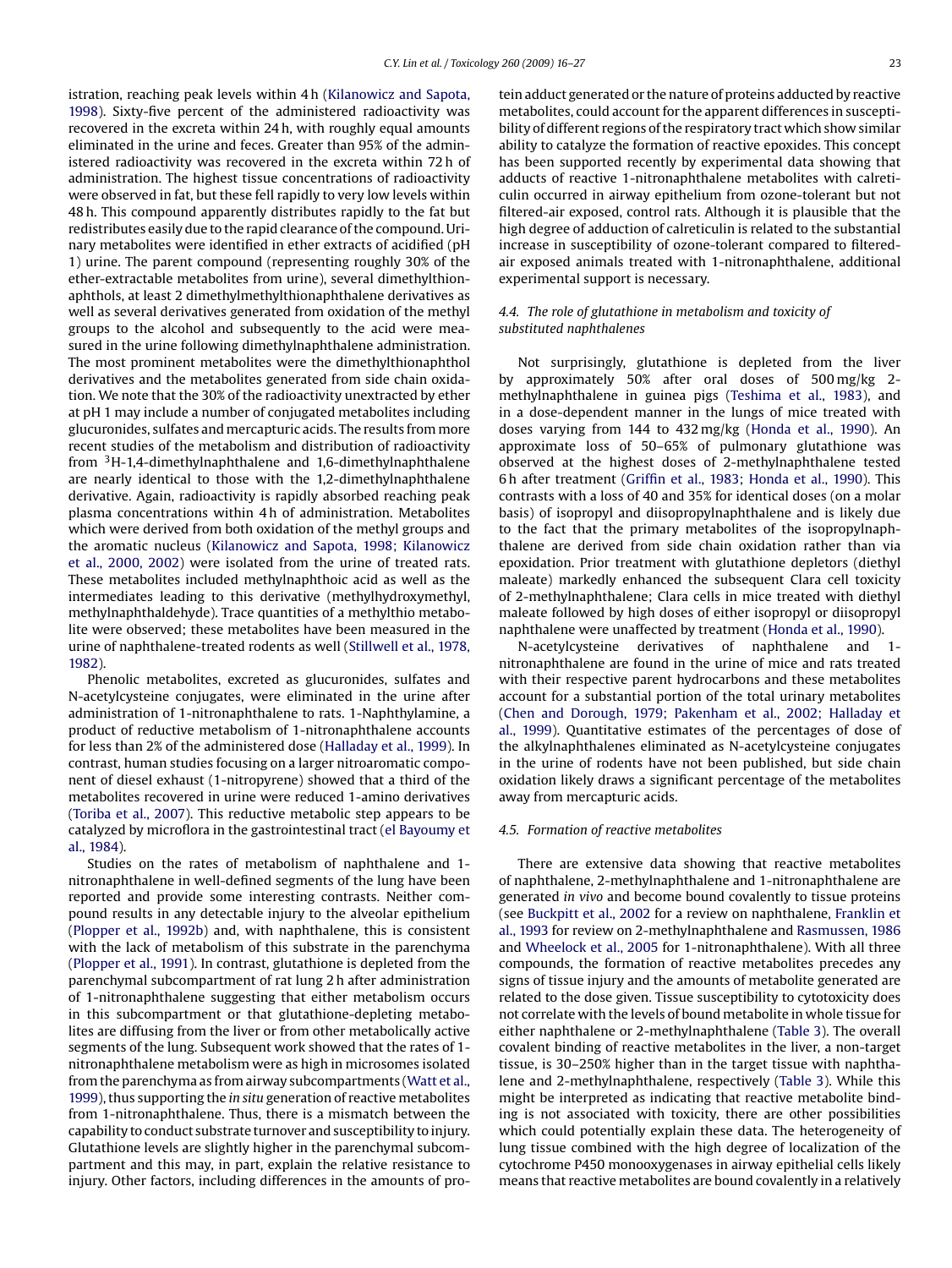istration, reaching peak levels within 4 h (Kilanowicz and Sapota, 1998). Sixty-five percent of the administered radioactivity was recovered in the excreta within 24 h, with roughly equal amounts eliminated in the urine and feces. Greater than 95% of the administered radioactivity was recovered in the excreta within 72 h of administration. The highest tissue concentrations of radioactivity were observed in fat, but these fell rapidly to very low levels within 48 h. This compound apparently distributes rapidly to the fat but redistributes easily due to the rapid clearance of the compound. Urinary metabolites were identified in ether extracts of acidified (pH 1) urine. The parent compound (representing roughly 30% of the ether-extractable metabolites from urine), several dimethylthionaphthols, at least 2 dimethylmethylthionaphthalene derivatives as well as several derivatives generated from oxidation of the methyl groups to the alcohol and subsequently to the acid were measured in the urine following dimethylnaphthalene administration. The most prominent metabolites were the dimethylthionaphthol derivatives and the metabolites generated from side chain oxidation. We note that the 30% of the radioactivity unextracted by ether at pH 1 may include a number of conjugated metabolites including glucuronides, sulfates and mercapturic acids. The results from more recent studies of the metabolism and distribution of radioactivity from $^3$H-1,4-dimethylnaphthalene and 1,6-dimethylnaphthalene are nearly identical to those with the 1,2-dimethylnaphthalene derivative. Again, radioactivity is rapidly absorbed reaching peak plasma concentrations within 4 h of administration. Metabolites which were derived from both oxidation of the methyl groups and the aromatic nucleus (Kilanowicz and Sapota, 1998; Kilanowicz et al., 2000, 2002) were isolated from the urine of treated rats. These metabolites included methylnaphthoic acid as well as the intermediates leading to this derivative (methylhydroxymethyl, methylnaphthaldehyde). Trace quantities of a methylthio metabolite were observed; these metabolites have been measured in the urine of naphthalene-treated rodents as well (Stillwell et al., 1978, 1982).

Phenolic metabolites, excreted as glucuronides, sulfates and N-acetylcysteine conjugates, were eliminated in the urine after administration of 1-nitronaphthalene to rats. 1-Naphthylamine, a product of reductive metabolism of 1-nitronaphthalene accounts for less than 2% of the administered dose (Halladay et al., 1999). In contrast, human studies focusing on a larger nitroaromatic component of diesel exhaust (1-nitropyrene) showed that a third of the metabolites recovered in urine were reduced 1-amino derivatives (Toriba et al., 2007). This reductive metabolic step appears to be catalyzed by microflora in the gastrointestinal tract (el Bayoumy et al., 1984).

Studies on the rates of metabolism of naphthalene and 1-nitronaphthalene in well-defined segments of the lung have been reported and provide some interesting contrasts. Neither compound results in any detectable injury to the alveolar epithelium (Plopper et al., 1992b) and, with naphthalene, this is consistent with the lack of metabolism of this substrate in the parenchyma (Plopper et al., 1991). In contrast, glutathione is depleted from the parenchymal subcompartment of rat lung 2 h after administration of 1-nitronaphthalene suggesting that either metabolism occurs in this subcompartment or that glutathione-depleting metabolites are diffusing from the liver or from other metabolically active segments of the lung. Subsequent work showed that the rates of 1-nitronaphthalene metabolism were as high in microsomes isolated from the parenchyma as from airway subcompartments (Watt et al., 1999), thus supporting the *in situ* generation of reactive metabolites from 1-nitronaphthalene. Thus, there is a mismatch between the capability to conduct substrate turnover and susceptibility to injury. Glutathione levels are slightly higher in the parenchymal subcompartment and this may, in part, explain the relative resistance to injury. Other factors, including differences in the amounts of protein adduct generated or the nature of proteins adducted by reactive metabolites, could account for the apparent differences in susceptibility of different regions of the respiratory tract which show similar ability to catalyze the formation of reactive epoxides. This concept has been supported recently by experimental data showing that adducts of reactive 1-nitronaphthalene metabolites with calreticulin occurred in airway epithelium from ozone-tolerant but not filtered-air exposed, control rats. Although it is plausible that the high degree of adduction of calreticulin is related to the substantial increase in susceptibility of ozone-tolerant compared to filtered-air exposed animals treated with 1-nitronaphthalene, additional experimental support is necessary.

### 4.4. The role of glutathione in metabolism and toxicity of substituted naphthalenes

Not surprisingly, glutathione is depleted from the liver by approximately 50% after oral doses of 500 mg/kg 2-methylnaphthalene in guinea pigs (Teshima et al., 1983), and in a dose-dependent manner in the lungs of mice treated with doses varying from 144 to 432 mg/kg (Honda et al., 1990). An approximate loss of 50–65% of pulmonary glutathione was observed at the highest doses of 2-methylnaphthalene tested 6 h after treatment (Griffin et al., 1983; Honda et al., 1990). This contrasts with a loss of 40 and 35% for identical doses (on a molar basis) of isopropyl and diisopropylnaphthalene and is likely due to the fact that the primary metabolites of the isopropylnaphthalene are derived from side chain oxidation rather than via epoxidation. Prior treatment with glutathione depletors (diethyl maleate) markedly enhanced the subsequent Clara cell toxicity of 2-methylnaphthalene; Clara cells in mice treated with diethyl maleate followed by high doses of either isopropyl or diisopropyl naphthalene were unaffected by treatment (Honda et al., 1990).

N-acetylcysteine derivatives of naphthalene and 1-nitronaphthalene are found in the urine of mice and rats treated with their respective parent hydrocarbons and these metabolites account for a substantial portion of the total urinary metabolites (Chen and Dorough, 1979; Pakenham et al., 2002; Halladay et al., 1999). Quantitative estimates of the percentages of dose of the alkylnaphthalenes eliminated as N-acetylcysteine conjugates in the urine of rodents have not been published, but side chain oxidation likely draws a significant percentage of the metabolites away from mercapturic acids.

### 4.5. Formation of reactive metabolites

There are extensive data showing that reactive metabolites of naphthalene, 2-methylnaphthalene and 1-nitronaphthalene are generated *in vivo* and become bound covalently to tissue proteins (see Buckpitt et al., 2002 for a review on naphthalene, Franklin et al., 1993 for review on 2-methylnaphthalene and Rasmussen, 1986 and Wheelock et al., 2005 for 1-nitronaphthalene). With all three compounds, the formation of reactive metabolites precedes any signs of tissue injury and the amounts of metabolite generated are related to the dose given. Tissue susceptibility to cytotoxicity does not correlate with the levels of bound metabolite in whole tissue for either naphthalene or 2-methylnaphthalene (Table 3). The overall covalent binding of reactive metabolites in the liver, a non-target tissue, is 30–250% higher than in the target tissue with naphthalene and 2-methylnaphthalene, respectively (Table 3). While this might be interpreted as indicating that reactive metabolite binding is not associated with toxicity, there are other possibilities which could potentially explain these data. The heterogeneity of lung tissue combined with the high degree of localization of the cytochrome P450 monooxygenases in airway epithelial cells likely means that reactive metabolites are bound covalently in a relatively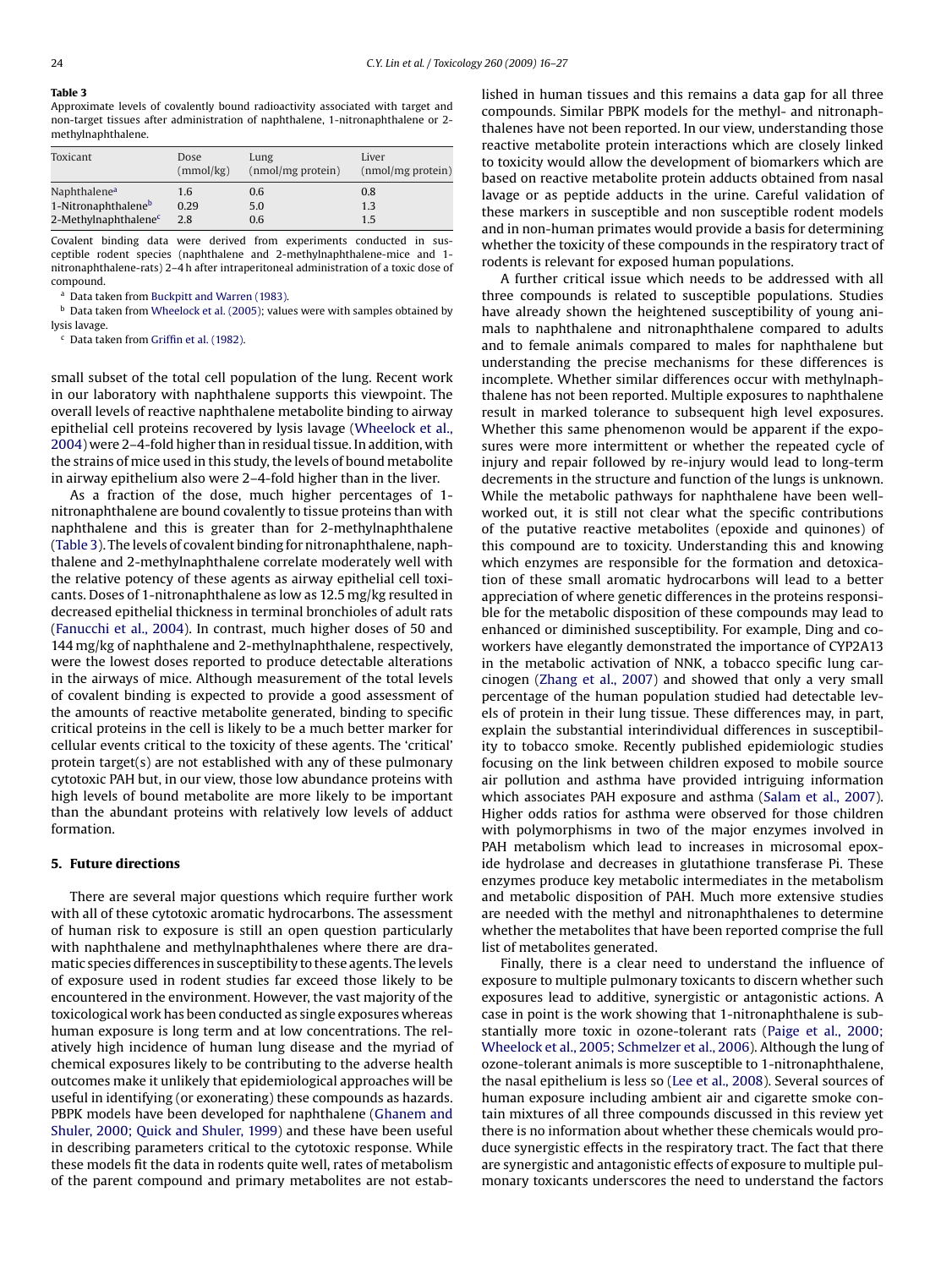**Table 3**
Approximate levels of covalently bound radioactivity associated with target and non-target tissues after administration of naphthalene, 1-nitronaphthalene or 2-methylnaphthalene.

| Toxicant | Dose (mmol/kg) | Lung (nmol/mg protein) | Liver (nmol/mg protein) |
|---|---|---|---|
| Naphthalene[a] | 1.6 | 0.6 | 0.8 |
| 1-Nitronaphthalene[b] | 0.29 | 5.0 | 1.3 |
| 2-Methylnaphthalene[c] | 2.8 | 0.6 | 1.5 |

Covalent binding data were derived from experiments conducted in susceptible rodent species (naphthalene and 2-methylnaphthalene-mice and 1-nitronaphthalene-rats) 2–4 h after intraperitoneal administration of a toxic dose of compound.

[a] Data taken from Buckpitt and Warren (1983).

[b] Data taken from Wheelock et al. (2005); values were with samples obtained by lysis lavage.

[c] Data taken from Griffin et al. (1982).

small subset of the total cell population of the lung. Recent work in our laboratory with naphthalene supports this viewpoint. The overall levels of reactive naphthalene metabolite binding to airway epithelial cell proteins recovered by lysis lavage (Wheelock et al., 2004) were 2–4-fold higher than in residual tissue. In addition, with the strains of mice used in this study, the levels of bound metabolite in airway epithelium also were 2–4-fold higher than in the liver.

As a fraction of the dose, much higher percentages of 1-nitronaphthalene are bound covalently to tissue proteins than with naphthalene and this is greater than for 2-methylnaphthalene (Table 3). The levels of covalent binding for nitronaphthalene, naphthalene and 2-methylnaphthalene correlate moderately well with the relative potency of these agents as airway epithelial cell toxicants. Doses of 1-nitronaphthalene as low as 12.5 mg/kg resulted in decreased epithelial thickness in terminal bronchioles of adult rats (Fanucchi et al., 2004). In contrast, much higher doses of 50 and 144 mg/kg of naphthalene and 2-methylnaphthalene, respectively, were the lowest doses reported to produce detectable alterations in the airways of mice. Although measurement of the total levels of covalent binding is expected to provide a good assessment of the amounts of reactive metabolite generated, binding to specific critical proteins in the cell is likely to be a much better marker for cellular events critical to the toxicity of these agents. The 'critical' protein target(s) are not established with any of these pulmonary cytotoxic PAH but, in our view, those low abundance proteins with high levels of bound metabolite are more likely to be important than the abundant proteins with relatively low levels of adduct formation.

## 5. Future directions

There are several major questions which require further work with all of these cytotoxic aromatic hydrocarbons. The assessment of human risk to exposure is still an open question particularly with naphthalene and methylnaphthalenes where there are dramatic species differences in susceptibility to these agents. The levels of exposure used in rodent studies far exceed those likely to be encountered in the environment. However, the vast majority of the toxicological work has been conducted as single exposures whereas human exposure is long term and at low concentrations. The relatively high incidence of human lung disease and the myriad of chemical exposures likely to be contributing to the adverse health outcomes make it unlikely that epidemiological approaches will be useful in identifying (or exonerating) these compounds as hazards. PBPK models have been developed for naphthalene (Ghanem and Shuler, 2000; Quick and Shuler, 1999) and these have been useful in describing parameters critical to the cytotoxic response. While these models fit the data in rodents quite well, rates of metabolism of the parent compound and primary metabolites are not established in human tissues and this remains a data gap for all three compounds. Similar PBPK models for the methyl- and nitronaphthalenes have not been reported. In our view, understanding those reactive metabolite protein interactions which are closely linked to toxicity would allow the development of biomarkers which are based on reactive metabolite protein adducts obtained from nasal lavage or as peptide adducts in the urine. Careful validation of these markers in susceptible and non susceptible rodent models and in non-human primates would provide a basis for determining whether the toxicity of these compounds in the respiratory tract of rodents is relevant for exposed human populations.

A further critical issue which needs to be addressed with all three compounds is related to susceptible populations. Studies have already shown the heightened susceptibility of young animals to naphthalene and nitronaphthalene compared to adults and to female animals compared to males for naphthalene but understanding the precise mechanisms for these differences is incomplete. Whether similar differences occur with methylnaphthalene has not been reported. Multiple exposures to naphthalene result in marked tolerance to subsequent high level exposures. Whether this same phenomenon would be apparent if the exposures were more intermittent or whether the repeated cycle of injury and repair followed by re-injury would lead to long-term decrements in the structure and function of the lungs is unknown. While the metabolic pathways for naphthalene have been well-worked out, it is still not clear what the specific contributions of the putative reactive metabolites (epoxide and quinones) of this compound are to toxicity. Understanding this and knowing which enzymes are responsible for the formation and detoxication of these small aromatic hydrocarbons will lead to a better appreciation of where genetic differences in the proteins responsible for the metabolic disposition of these compounds may lead to enhanced or diminished susceptibility. For example, Ding and coworkers have elegantly demonstrated the importance of CYP2A13 in the metabolic activation of NNK, a tobacco specific lung carcinogen (Zhang et al., 2007) and showed that only a very small percentage of the human population studied had detectable levels of protein in their lung tissue. These differences may, in part, explain the substantial interindividual differences in susceptibility to tobacco smoke. Recently published epidemiologic studies focusing on the link between children exposed to mobile source air pollution and asthma have provided intriguing information which associates PAH exposure and asthma (Salam et al., 2007). Higher odds ratios for asthma were observed for those children with polymorphisms in two of the major enzymes involved in PAH metabolism which lead to increases in microsomal epoxide hydrolase and decreases in glutathione transferase Pi. These enzymes produce key metabolic intermediates in the metabolism and metabolic disposition of PAH. Much more extensive studies are needed with the methyl and nitronaphthalenes to determine whether the metabolites that have been reported comprise the full list of metabolites generated.

Finally, there is a clear need to understand the influence of exposure to multiple pulmonary toxicants to discern whether such exposures lead to additive, synergistic or antagonistic actions. A case in point is the work showing that 1-nitronaphthalene is substantially more toxic in ozone-tolerant rats (Paige et al., 2000; Wheelock et al., 2005; Schmelzer et al., 2006). Although the lung of ozone-tolerant animals is more susceptible to 1-nitronaphthalene, the nasal epithelium is less so (Lee et al., 2008). Several sources of human exposure including ambient air and cigarette smoke contain mixtures of all three compounds discussed in this review yet there is no information about whether these chemicals would produce synergistic effects in the respiratory tract. The fact that there are synergistic and antagonistic effects of exposure to multiple pulmonary toxicants underscores the need to understand the factors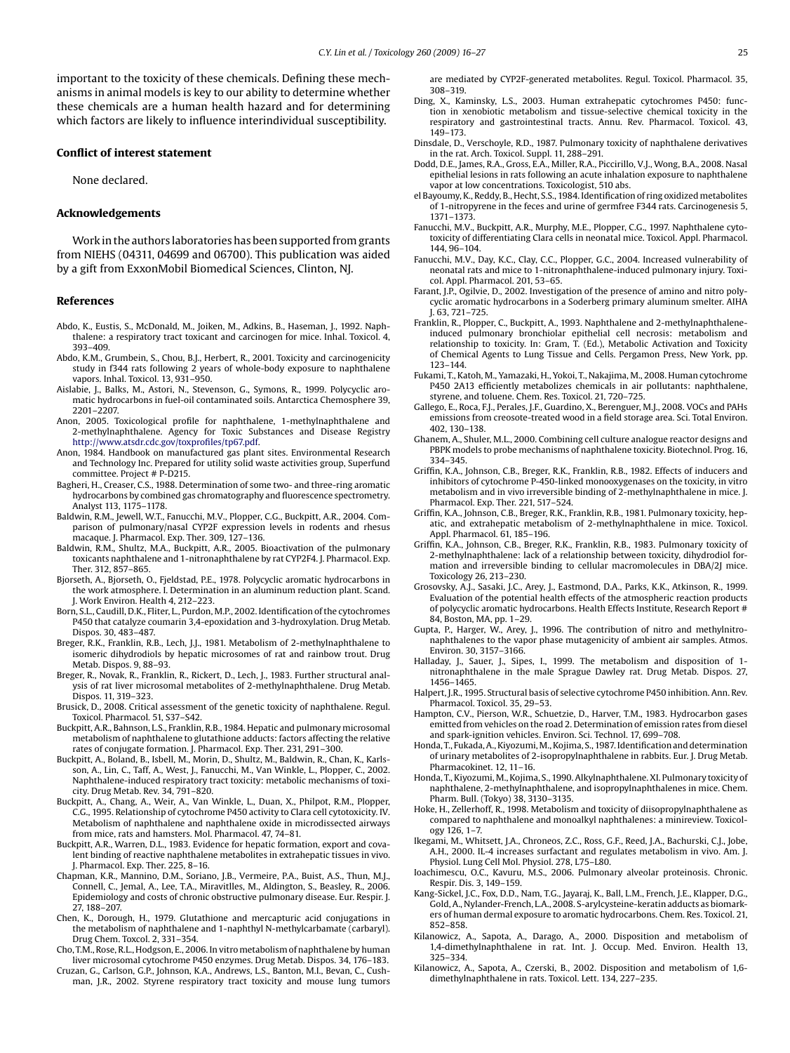important to the toxicity of these chemicals. Defining these mechanisms in animal models is key to our ability to determine whether these chemicals are a human health hazard and for determining which factors are likely to influence interindividual susceptibility.

## Conflict of interest statement

None declared.

## Acknowledgements

Work in the authors laboratories has been supported from grants from NIEHS (04311, 04699 and 06700). This publication was aided by a gift from ExxonMobil Biomedical Sciences, Clinton, NJ.

## References

Abdo, K., Eustis, S., McDonald, M., Joiken, M., Adkins, B., Haseman, J., 1992. Naphthalene: a respiratory tract toxicant and carcinogen for mice. Inhal. Toxicol. 4, 393–409.

Abdo, K.M., Grumbein, S., Chou, B.J., Herbert, R., 2001. Toxicity and carcinogenicity study in f344 rats following 2 years of whole-body exposure to naphthalene vapors. Inhal. Toxicol. 13, 931–950.

Aislabie, J., Balks, M., Astori, N., Stevenson, G., Symons, R., 1999. Polycyclic aromatic hydrocarbons in fuel-oil contaminated soils. Antarctica Chemosphere 39, 2201–2207.

Anon, 2005. Toxicological profile for naphthalene, 1-methylnaphthalene and 2-methylnaphthalene. Agency for Toxic Substances and Disease Registry http://www.atsdr.cdc.gov/toxprofiles/tp67.pdf.

Anon, 1984. Handbook on manufactured gas plant sites. Environmental Research and Technology Inc. Prepared for utility solid waste activities group, Superfund committee. Project # P-D215.

Bagheri, H., Creaser, C.S., 1988. Determination of some two- and three-ring aromatic hydrocarbons by combined gas chromatography and fluorescence spectrometry. Analyst 113, 1175–1178.

Baldwin, R.M., Jewell, W.T., Fanucchi, M.V., Plopper, C.G., Buckpitt, A.R., 2004. Comparison of pulmonary/nasal CYP2F expression levels in rodents and rhesus macaque. J. Pharmacol. Exp. Ther. 309, 127–136.

Baldwin, R.M., Shultz, M.A., Buckpitt, A.R., 2005. Bioactivation of the pulmonary toxicants naphthalene and 1-nitronaphthalene by rat CYP2F4. J. Pharmacol. Exp. Ther. 312, 857–865.

Bjorseth, A., Bjorseth, O., Fjeldstad, P.E., 1978. Polycyclic aromatic hydrocarbons in the work atmosphere. I. Determination in an aluminum reduction plant. Scand. J. Work Environ. Health 4, 212–223.

Born, S.L., Caudill, D.K., Fliter, L., Purdon, M.P., 2002. Identification of the cytochromes P450 that catalyze coumarin 3,4-epoxidation and 3-hydroxylation. Drug Metab. Dispos. 30, 483–487.

Breger, R.K., Franklin, R.B., Lech, J.J., 1981. Metabolism of 2-methylnaphthalene to isomeric dihydrodiols by hepatic microsomes of rat and rainbow trout. Drug Metab. Dispos. 9, 88–93.

Breger, R., Novak, R., Franklin, R., Rickert, D., Lech, J., 1983. Further structural analysis of rat liver microsomal metabolites of 2-methylnaphthalene. Drug Metab. Dispos. 11, 319–323.

Brusick, D., 2008. Critical assessment of the genetic toxicity of naphthalene. Regul. Toxicol. Pharmacol. 51, S37–S42.

Buckpitt, A.R., Bahnson, L.S., Franklin, R.B., 1984. Hepatic and pulmonary microsomal metabolism of naphthalene to glutathione adducts: factors affecting the relative rates of conjugate formation. J. Pharmacol. Exp. Ther. 231, 291–300.

Buckpitt, A., Boland, B., Isbell, M., Morin, D., Shultz, M., Baldwin, R., Chan, K., Karlsson, A., Lin, C., Taff, A., West, J., Fanucchi, M., Van Winkle, L., Plopper, C., 2002. Naphthalene-induced respiratory tract toxicity: metabolic mechanisms of toxicity. Drug Metab. Rev. 34, 791–820.

Buckpitt, A., Chang, A., Weir, A., Van Winkle, L., Duan, X., Philpot, R.M., Plopper, C.G., 1995. Relationship of cytochrome P450 activity to Clara cell cytotoxicity. IV. Metabolism of naphthalene and naphthalene oxide in microdissected airways from mice, rats and hamsters. Mol. Pharmacol. 47, 74–81.

Buckpitt, A.R., Warren, D.L., 1983. Evidence for hepatic formation, export and covalent binding of reactive naphthalene metabolites in extrahepatic tissues in vivo. J. Pharmacol. Exp. Ther. 225, 8–16.

Chapman, K.R., Mannino, D.M., Soriano, J.B., Vermeire, P.A., Buist, A.S., Thun, M.J., Connell, C., Jemal, A., Lee, T.A., Miravitlles, M., Aldington, S., Beasley, R., 2006. Epidemiology and costs of chronic obstructive pulmonary disease. Eur. Respir. J. 27, 188–207.

Chen, K., Dorough, H., 1979. Glutathione and mercapturic acid conjugations in the metabolism of naphthalene and 1-naphthyl N-methylcarbamate (carbaryl). Drug Chem. Toxcol. 2, 331–354.

Cho, T.M., Rose, R.L., Hodgson, E., 2006. In vitro metabolism of naphthalene by human liver microsomal cytochrome P450 enzymes. Drug Metab. Dispos. 34, 176–183.

Cruzan, G., Carlson, G.P., Johnson, K.A., Andrews, L.S., Banton, M.I., Bevan, C., Cushman, J.R., 2002. Styrene respiratory tract toxicity and mouse lung tumors are mediated by CYP2F-generated metabolites. Regul. Toxicol. Pharmacol. 35, 308–319.

Ding, X., Kaminsky, L.S., 2003. Human extrahepatic cytochromes P450: function in xenobiotic metabolism and tissue-selective chemical toxicity in the respiratory and gastrointestinal tracts. Annu. Rev. Pharmacol. Toxicol. 43, 149–173.

Dinsdale, D., Verschoyle, R.D., 1987. Pulmonary toxicity of naphthalene derivatives in the rat. Arch. Toxicol. Suppl. 11, 288–291.

Dodd, D.E., James, R.A., Gross, E.A., Miller, R.A., Piccirillo, V.J., Wong, B.A., 2008. Nasal epithelial lesions in rats following an acute inhalation exposure to naphthalene vapor at low concentrations. Toxicologist, 510 abs.

el Bayoumy, K., Reddy, B., Hecht, S.S., 1984. Identification of ring oxidized metabolites of 1-nitropyrene in the feces and urine of germfree F344 rats. Carcinogenesis 5, 1371–1373.

Fanucchi, M.V., Buckpitt, A.R., Murphy, M.E., Plopper, C.G., 1997. Naphthalene cytotoxicity of differentiating Clara cells in neonatal mice. Toxicol. Appl. Pharmacol. 144, 96–104.

Fanucchi, M.V., Day, K.C., Clay, C.C., Plopper, G.C., 2004. Increased vulnerability of neonatal rats and mice to 1-nitronaphthalene-induced pulmonary injury. Toxicol. Appl. Pharmacol. 201, 53–65.

Farant, J.P., Ogilvie, D., 2002. Investigation of the presence of amino and nitro polycyclic aromatic hydrocarbons in a Soderberg primary aluminum smelter. AIHA J. 63, 721–725.

Franklin, R., Plopper, C., Buckpitt, A., 1993. Naphthalene and 2-methylnaphthalene-induced pulmonary bronchiolar epithelial cell necrosis: metabolism and relationship to toxicity. In: Gram, T. (Ed.), Metabolic Activation and Toxicity of Chemical Agents to Lung Tissue and Cells. Pergamon Press, New York, pp. 123–144.

Fukami, T., Katoh, M., Yamazaki, H., Yokoi, T., Nakajima, M., 2008. Human cytochrome P450 2A13 efficiently metabolizes chemicals in air pollutants: naphthalene, styrene, and toluene. Chem. Res. Toxicol. 21, 720–725.

Gallego, E., Roca, F.J., Perales, J.F., Guardino, X., Berenguer, M.J., 2008. VOCs and PAHs emissions from creosote-treated wood in a field storage area. Sci. Total Environ. 402, 130–138.

Ghanem, A., Shuler, M.L., 2000. Combining cell culture analogue reactor designs and PBPK models to probe mechanisms of naphthalene toxicity. Biotechnol. Prog. 16, 334–345.

Griffin, K.A., Johnson, C.B., Breger, R.K., Franklin, R.B., 1982. Effects of inducers and inhibitors of cytochrome P-450-linked monooxygenases on the toxicity, in vitro metabolism and in vivo irreversible binding of 2-methylnaphthalene in mice. J. Pharmacol. Exp. Ther. 221, 517–524.

Griffin, K.A., Johnson, C.B., Breger, R.K., Franklin, R.B., 1981. Pulmonary toxicity, hepatic, and extrahepatic metabolism of 2-methylnaphthalene in mice. Toxicol. Appl. Pharmacol. 61, 185–196.

Griffin, K.A., Johnson, C.B., Breger, R.K., Franklin, R.B., 1983. Pulmonary toxicity of 2-methylnaphthalene: lack of a relationship between toxicity, dihydrodiol formation and irreversible binding to cellular macromolecules in DBA/2J mice. Toxicology 26, 213–230.

Grosovsky, A.J., Sasaki, J.C., Arey, J., Eastmond, D.A., Parks, K.K., Atkinson, R., 1999. Evaluation of the potential health effects of the atmospheric reaction products of polycyclic aromatic hydrocarbons. Health Effects Institute, Research Report # 84, Boston, MA, pp. 1–29.

Gupta, P., Harger, W., Arey, J., 1996. The contribution of nitro and methylnitronaphthalenes to the vapor phase mutagenicity of ambient air samples. Atmos. Environ. 30, 3157–3166.

Halladay, J., Sauer, J., Sipes, I., 1999. The metabolism and disposition of 1-nitronaphthalene in the male Sprague Dawley rat. Drug Metab. Dispos. 27, 1456–1465.

Halpert, J.R., 1995. Structural basis of selective cytochrome P450 inhibition. Ann. Rev. Pharmacol. Toxicol. 35, 29–53.

Hampton, C.V., Pierson, W.R., Schuetzie, D., Harver, T.M., 1983. Hydrocarbon gases emitted from vehicles on the road 2. Determination of emission rates from diesel and spark-ignition vehicles. Environ. Sci. Technol. 17, 699–708.

Honda, T., Fukada, A., Kiyozumi, M., Kojima, S., 1987. Identification and determination of urinary metabolites of 2-isopropylnaphthalene in rabbits. Eur. J. Drug Metab. Pharmacokinet. 12, 11–16.

Honda, T., Kiyozumi, M., Kojima, S., 1990. Alkylnaphthalene. XI. Pulmonary toxicity of naphthalene, 2-methylnaphthalene, and isopropylnaphthalenes in mice. Chem. Pharm. Bull. (Tokyo) 38, 3130–3135.

Hoke, H., Zellerhoff, R., 1998. Metabolism and toxicity of diisopropylnaphthalene as compared to naphthalene and monoalkyl naphthalenes: a minireview. Toxicology 126, 1–7.

Ikegami, M., Whitsett, J.A., Chroneos, Z.C., Ross, G.F., Reed, J.A., Bachurski, C.J., Jobe, A.H., 2000. IL-4 increases surfactant and regulates metabolism in vivo. Am. J. Physiol. Lung Cell Mol. Physiol. 278, L75–L80.

Ioachimescu, O.C., Kavuru, M.S., 2006. Pulmonary alveolar proteinosis. Chronic. Respir. Dis. 3, 149–159.

Kang-Sickel, J.C., Fox, D.D., Nam, T.G., Jayaraj, K., Ball, L.M., French, J.E., Klapper, D.G., Gold, A., Nylander-French, L.A., 2008. S-arylcysteine-keratin adducts as biomarkers of human dermal exposure to aromatic hydrocarbons. Chem. Res. Toxicol. 21, 852–858.

Kilanowicz, A., Sapota, A., Darago, A., 2000. Disposition and metabolism of 1,4-dimethylnaphthalene in rat. Int. J. Occup. Med. Environ. Health 13, 325–334.

Kilanowicz, A., Sapota, A., Czerski, B., 2002. Disposition and metabolism of 1,6-dimethylnaphthalene in rats. Toxicol. Lett. 134, 227–235.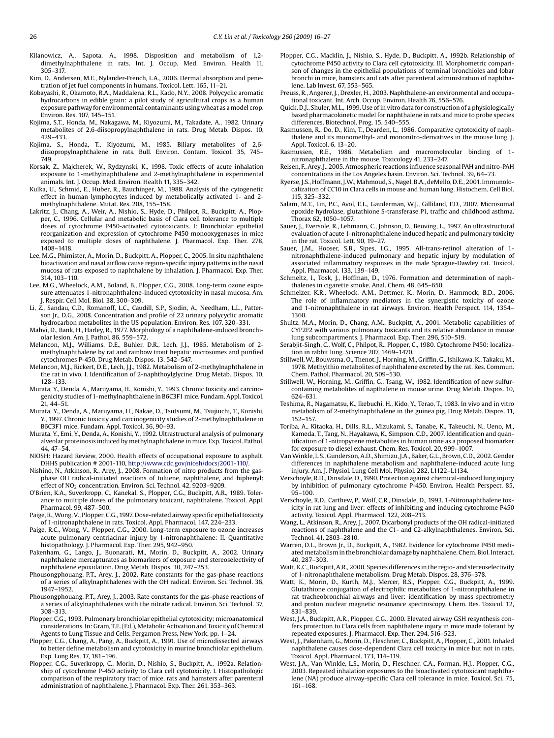Kilanowicz, A., Sapota, A., 1998. Disposition and metabolism of 1,2-dimethylnaphthalene in rats. Int. J. Occup. Med. Environ. Health 11, 305–317.

Kim, D., Andersen, M.E., Nylander-French, L.A., 2006. Dermal absorption and penetration of jet fuel components in humans. Toxicol. Lett. 165, 11–21.

Kobayashi, R., Okamoto, R.A., Maddalena, R.L., Kado, N.Y., 2008. Polycyclic aromatic hydrocarbons in edible grain: a pilot study of agricultural crops as a human exposure pathway for environmental contaminants using wheat as a model crop. Environ. Res. 107, 145–151.

Kojima, S.T., Honda, M., Nakagawa, M., Kiyozumi, M., Takadate, A., 1982. Urinary metabolites of 2,6-diisopropylnaphthalene in rats. Drug Metab. Dispos. 10, 429–433.

Kojima, S., Honda, T., Kiyozumi, M., 1985. Biliary metabolites of 2,6-diisopropylnaphthalene in rats. Bull. Environ. Contam. Toxicol. 35, 745–749.

Korsak, Z., Majcherek, W., Rydzynski, K., 1998. Toxic effects of acute inhalation exposure to 1-methylnaphthalene and 2-methylnaphthalene in experimental animals. Int. J. Occup. Med. Environ. Health 11, 335–342.

Kulka, U., Schmid, E., Huber, R., Bauchinger, M., 1988. Analysis of the cytogenetic effect in human lymphocytes induced by metabolically activated 1- and 2-methylnaphthalene. Mutat. Res. 208, 155–158.

Lakritz, J., Chang, A., Weir, A., Nishio, S., Hyde, D., Philpot, R., Buckpitt, A., Plopper, C., 1996. Cellular and metabolic basis of Clara cell tolerance to multiple doses of cytochrome P450-activated cytotoxicants. I: Bronchiolar epithelial reorganization and expression of cytochrome P450 monooxygenases in mice exposed to multiple doses of naphthalene. J. Pharmacol. Exp. Ther. 278, 1408–1418.

Lee, M.G., Phimister, A., Morin, D., Buckpitt, A., Plopper, C., 2005. In situ naphthalene bioactivation and nasal airflow cause region-specific injury patterns in the nasal mucosa of rats exposed to naphthalene by inhalation. J. Pharmacol. Exp. Ther. 314, 103–110.

Lee, M.G., Wheelock, A.M., Boland, B., Plopper, C.G., 2008. Long-term ozone exposure attenuates 1-nitronaphthalene-induced cytotoxicity in nasal mucosa. Am. J. Respir. Cell Mol. Biol. 38, 300–309.

Li, Z., Sandau, C.D., Romanoff, L.C., Caudill, S.P., Sjodin, A., Needham, L.L., Patterson Jr., D.G., 2008. Concentration and profile of 22 urinary polycyclic aromatic hydrocarbon metabolites in the US population. Environ. Res. 107, 320–331.

Mahvi, D., Bank, H., Harley, R., 1977. Morphology of a naphthalene-induced bronchiolar lesion. Am. J. Pathol. 86, 559–572.

Melancon, M.J., Williams, D.E., Buhler, D.R., Lech, J.J., 1985. Metabolism of 2-methylnaphthalene by rat and rainbow trout hepatic microsomes and purified cytochromes P-450. Drug Metab. Dispos. 13, 542–547.

Melancon, M.J., Rickert, D.E., Lech, J.J., 1982. Metabolism of 2-methylnaphthalene in the rat in vivo. I. Identification of 2-naphthoylglycine. Drug Metab. Dispos. 10, 128–133.

Murata, Y., Denda, A., Maruyama, H., Konishi, Y., 1993. Chronic toxicity and carcinogenicity studies of 1-methylnaphthalene in B6C3F1 mice. Fundam. Appl. Toxicol. 21, 44–51.

Murata, Y., Denda, A., Maruyama, H., Nakae, D., Tsutsumi, M., Tsujiuchi, T., Konishi, Y., 1997. Chronic toxicity and carcinogenicity studies of 2-methylnaphthalene in B6C3F1 mice. Fundam. Appl. Toxicol. 36, 90–93.

Murata, Y., Emi, Y., Denda, A., Konishi, Y., 1992. Ultrastructural analysis of pulmonary alveolar proteinosis induced by methylnaphthalene in mice. Exp. Toxicol. Pathol. 44, 47–54.

NIOSH: Hazard Review, 2000. Health effects of occupational exposure to asphalt. DHHS publication # 2001-110, http://www.cdc.gov/niosh/docs/2001-110/.

Nishino, N., Atkinson, R., Arey, J., 2008. Formation of nitro products from the gas-phase OH radical-initiated reactions of toluene, naphthalene, and biphenyl: effect of $NO_2$ concentration. Environ. Sci. Technol. 42, 9203–9209.

O'Brien, K.A., Suverkropp, C., Kanekal, S., Plopper, C.G., Buckpitt, A.R., 1989. Tolerance to multiple doses of the pulmonary toxicant, naphthalene. Toxicol. Appl. Pharmacol. 99, 487–500.

Paige, R., Wong, V., Plopper, C.G., 1997. Dose-related airway specific epithelial toxicity of 1-nitronaphthalene in rats. Toxicol. Appl. Pharmacol. 147, 224–233.

Paige, R.C., Wong, V., Plopper, C.G., 2000. Long-term exposure to ozone increases acute pulmonary centriacinar injury by 1-nitronaphthalene: II. Quantitative histopathology. J. Pharmacol. Exp. Ther. 295, 942–950.

Pakenham, G., Lango, J., Buonarati, M., Morin, D., Buckpitt, A., 2002. Urinary naphthalene mercapturates as biomarkers of exposure and stereoselectivity of naphthalene epoxidation. Drug Metab. Dispos. 30, 247–253.

Phousongphouang, P.T., Arey, J., 2002. Rate constants for the gas-phase reactions of a series of alkylnaphthalenes with the OH radical. Environ. Sci. Technol. 36, 1947–1952.

Phousongphouang, P.T., Arey, J., 2003. Rate constants for the gas-phase reactions of a series of alkylnaphthalenes with the nitrate radical. Environ. Sci. Technol. 37, 308–313.

Plopper, C.G., 1993. Pulmonary bronchiolar epithelial cytotoxicity: microanatomical considerations. In: Gram, T.E. (Ed.), Metabolic Activation and Toxicity of Chemical Agents to Lung Tissue and Cells. Pergamon Press, New York, pp. 1–24.

Plopper, C.G., Chang, A., Pang, A., Buckpitt, A., 1991. Use of microdissected airways to better define metabolism and cytotoxicity in murine bronchiolar epithelium. Exp. Lung Res. 17, 181–196.

Plopper, C.G., Suverkropp, C., Morin, D., Nishio, S., Buckpitt, A., 1992a. Relationship of cytochrome P-450 activity to Clara cell cytotoxicity. I. Histopathologic comparison of the respiratory tract of mice, rats and hamsters after parenteral administration of naphthalene. J. Pharmacol. Exp. Ther. 261, 353–363.

Plopper, C.G., Macklin, J., Nishio, S., Hyde, D., Buckpitt, A., 1992b. Relationship of cytochrome P450 activity to Clara cell cytotoxicity. III. Morphometric comparison of changes in the epithelial populations of terminal bronchioles and lobar bronchi in mice, hamsters and rats after parenteral administration of naphthalene. Lab Invest. 67, 553–565.

Preuss, R., Angerer, J., Drexler, H., 2003. Naphthalene-an environmental and occupational toxicant. Int. Arch. Occup. Environ. Health 76, 556–576.

Quick, D.J., Shuler, M.L., 1999. Use of in vitro data for construction of a physiologically based pharmacokinetic model for naphthalene in rats and mice to probe species differences. Biotechnol. Prog. 15, 540–555.

Rasmussen, R., Do, D., Kim, T., Dearden, L., 1986. Comparative cytotoxicity of naphthalene and its monomethyl- and mononitro-derivatives in the mouse lung. J. Appl. Toxicol. 6, 13–20.

Rasmussen, R.E., 1986. Metabolism and macromolecular binding of 1-nitronaphthalene in the mouse. Toxicology 41, 233–247.

Reisen, F., Arey, J., 2005. Atmospheric reactions influence seasonal PAH and nitro-PAH concentrations in the Los Angeles basin. Environ. Sci. Technol. 39, 64–73.

Ryerse, J.S., Hoffmann, J.W., Mahmoud, S., Nagel, B.A., deMello, D.E., 2001. Immunolocalization of CC10 in Clara cells in mouse and human lung. Histochem. Cell Biol. 115, 325–332.

Salam, M.T., Lin, P.C., Avol, E.L., Gauderman, W.J., Gilliland, F.D., 2007. Microsomal epoxide hydrolase, glutathione S-transferase P1, traffic and childhood asthma. Thorax 62, 1050–1057.

Sauer, J., Eversole, R., Lehmann, C., Johnson, D., Beuving, L., 1997. An ultrastructural evaluation of acute 1-nitronaphthalene induced hepatic and pulmonary toxicity in the rat. Toxicol. Lett. 90, 19–27.

Sauer, J.M., Hooser, S.B., Sipes, I.G., 1995. All-trans-retinol alteration of 1-nitronaphthalene-induced pulmonary and hepatic injury by modulation of associated inflammatory responses in the male Sprague-Dawley rat. Toxicol. Appl. Pharmacol. 133, 139–149.

Schmeltz, I., Tosk, J., Hoffman, D., 1976. Formation and determination of naphthalenes in cigarette smoke. Anal. Chem. 48, 645–650.

Schmelzer, K.R., Wheelock, A.M., Dettmer, K., Morin, D., Hammock, B.D., 2006. The role of inflammatory mediators in the synergistic toxicity of ozone and 1-nitronaphthalene in rat airways. Environ. Health Perspect. 114, 1354–1360.

Shultz, M.A., Morin, D., Chang, A.M., Buckpitt, A., 2001. Metabolic capabilities of CYP2F2 with various pulmonary toxicants and its relative abundance in mouse lung subcompartments. J. Pharmacol. Exp. Ther. 296, 510–519.

Serabjit-Singh, C., Wolf, C., Philpot, R., Plopper, C., 1980. Cytochrome P450: localization in rabbit lung. Science 207, 1469–1470.

Stillwell, W., Bouwsma, O., Thenot, J., Horning, M., Griffin, G., Ishikawa, K., Takaku, M., 1978. Methylthio metabolites of naphthalene excreted by the rat. Res. Commun. Chem. Pathol. Pharmacol. 20, 509–530.

Stillwell, W., Horning, M., Griffin, G., Tsang, W., 1982. Identification of new sulfur-containing metabolites of napthalene in mouse urine. Drug Metab. Dispos. 10, 624–631.

Teshima, R., Nagamatsu, K., Ikebuchi, H., Kido, Y., Terao, T., 1983. In vivo and in vitro metabolism of 2-methylnaphthalene in the guinea pig. Drug Metab. Dispos. 11, 152–157.

Toriba, A., Kitaoka, H., Dills, R.L., Mizukami, S., Tanabe, K., Takeuchi, N., Ueno, M., Kameda, T., Tang, N., Hayakawa, K., Simpson, C.D., 2007. Identification and quantification of 1-nitropyrene metabolites in human urine as a proposed biomarker for exposure to diesel exhaust. Chem. Res. Toxicol. 20, 999–1007.

Van Winkle, L.S., Gunderson, A.D., Shimizu, J.A., Baker, G.L., Brown, C.D., 2002. Gender differences in naphthalene metabolism and naphthalene-induced acute lung injury. Am. J. Physiol. Lung Cell Mol. Physiol. 282, L1122–L1134.

Verschoyle, R.D., Dinsdale, D., 1990. Protection against chemical-induced lung injury by inhibition of pulmonary cytochrome P-450. Environ. Health Perspect. 85, 95–100.

Verschoyle, R.D., Carthew, P., Wolf, C.R., Dinsdale, D., 1993. 1-Nitronaphthalene toxicity in rat lung and liver: effects of inhibiting and inducing cytochrome P450 activity. Toxicol. Appl. Pharmacol. 122, 208–213.

Wang, L., Atkinson, R., Arey, J., 2007. Dicarbonyl products of the OH radical-initiated reactions of naphthalene and the C1- and C2-alkylnaphthalenes. Environ. Sci. Technol. 41, 2803–2810.

Warren, D.L., Brown Jr., D., Buckpitt, A., 1982. Evidence for cytochrome P450 mediated metabolism in the bronchiolar damage by naphthalene. Chem. Biol. Interact. 40, 287–303.

Watt, K.C., Buckpitt, A.R., 2000. Species differences in the regio- and stereoselectivity of 1-nitronaphthalene metabolism. Drug Metab. Dispos. 28, 376–378.

Watt, K., Morin, D., Kurth, M.J., Mercer, R.S., Plopper, C.G., Buckpitt, A., 1999. Glutathione conjugation of electrophilic metabolites of 1-nitronaphthalene in rat tracheobronchial airways and liver: identification by mass spectrometry and proton nuclear magnetic resonance spectroscopy. Chem. Res. Toxicol. 12, 831–839.

West, J.A., Buckpitt, A.R., Plopper, C.G., 2000. Elevated airway GSH resynthesis confers protection to Clara cells from naphthalene injury in mice made tolerant by repeated exposures. J. Pharmacol. Exp. Ther. 294, 516–523.

West, J.A., Pakenham, G., Morin, D., Fleschner, C., Buckpitt, A., Plopper, C., 2001. Inhaled naphthalene causes dose-dependent Clara cell toxicity in mice but not in rats. Toxicol. Appl. Pharmacol. 173, 114–119.

West, J.A., Van Winkle, L.S., Morin, D., Fleschner, C.A., Forman, H.J., Plopper, C.G., 2003. Repeated inhalation exposures to the bioactivated cytotoxicant naphthalene (NA) produce airway-specific Clara cell tolerance in mice. Toxicol. Sci. 75, 161–168.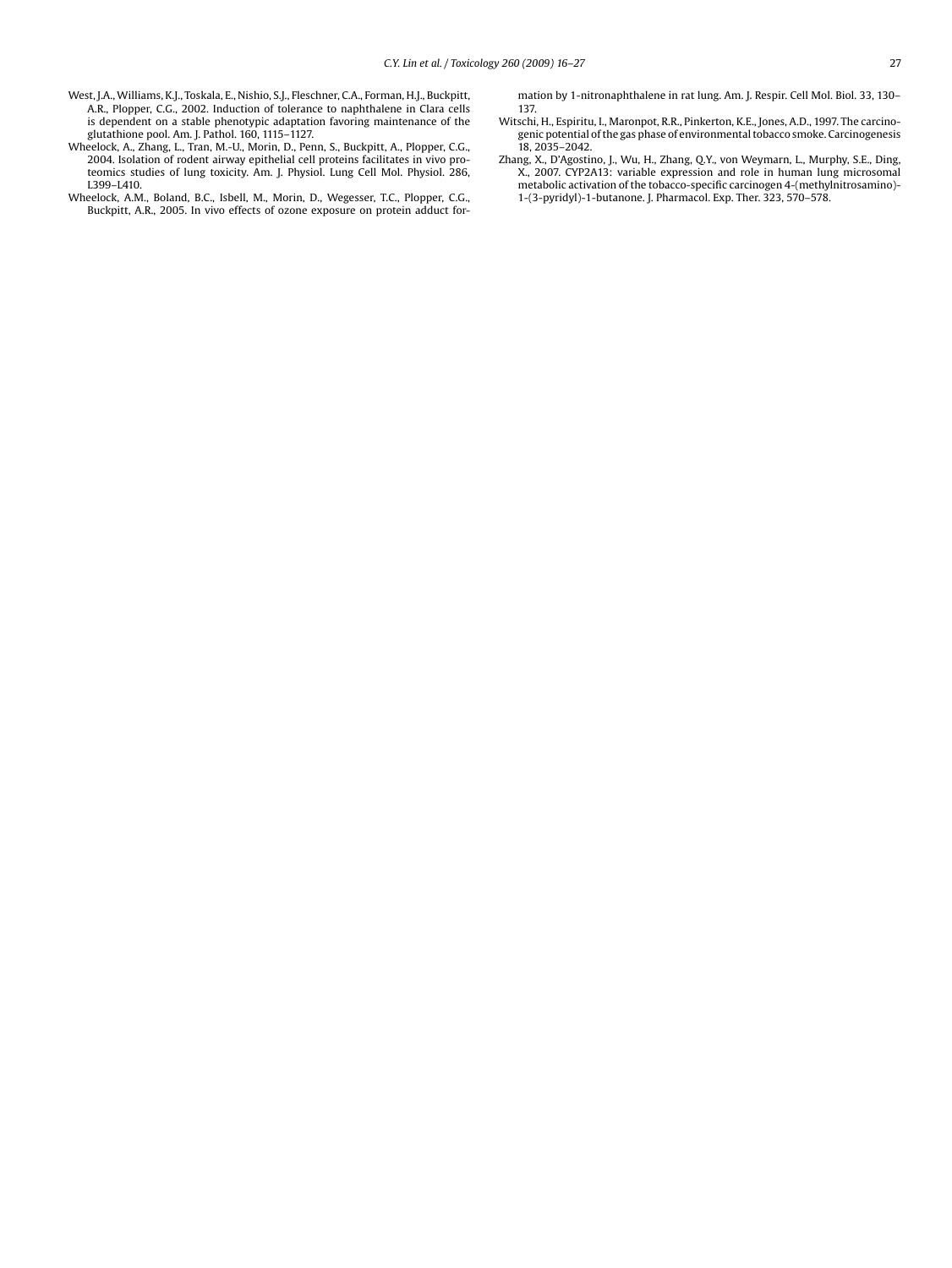West, J.A., Williams, K.J., Toskala, E., Nishio, S.J., Fleschner, C.A., Forman, H.J., Buckpitt, A.R., Plopper, C.G., 2002. Induction of tolerance to naphthalene in Clara cells is dependent on a stable phenotypic adaptation favoring maintenance of the glutathione pool. Am. J. Pathol. 160, 1115–1127.

Wheelock, A., Zhang, L., Tran, M.-U., Morin, D., Penn, S., Buckpitt, A., Plopper, C.G., 2004. Isolation of rodent airway epithelial cell proteins facilitates in vivo proteomics studies of lung toxicity. Am. J. Physiol. Lung Cell Mol. Physiol. 286, L399–L410.

Wheelock, A.M., Boland, B.C., Isbell, M., Morin, D., Wegesser, T.C., Plopper, C.G., Buckpitt, A.R., 2005. In vivo effects of ozone exposure on protein adduct formation by 1-nitronaphthalene in rat lung. Am. J. Respir. Cell Mol. Biol. 33, 130–137.

Witschi, H., Espiritu, I., Maronpot, R.R., Pinkerton, K.E., Jones, A.D., 1997. The carcinogenic potential of the gas phase of environmental tobacco smoke. Carcinogenesis 18, 2035–2042.

Zhang, X., D'Agostino, J., Wu, H., Zhang, Q.Y., von Weymarn, L., Murphy, S.E., Ding, X., 2007. CYP2A13: variable expression and role in human lung microsomal metabolic activation of the tobacco-specific carcinogen 4-(methylnitrosamino)-1-(3-pyridyl)-1-butanone. J. Pharmacol. Exp. Ther. 323, 570–578.